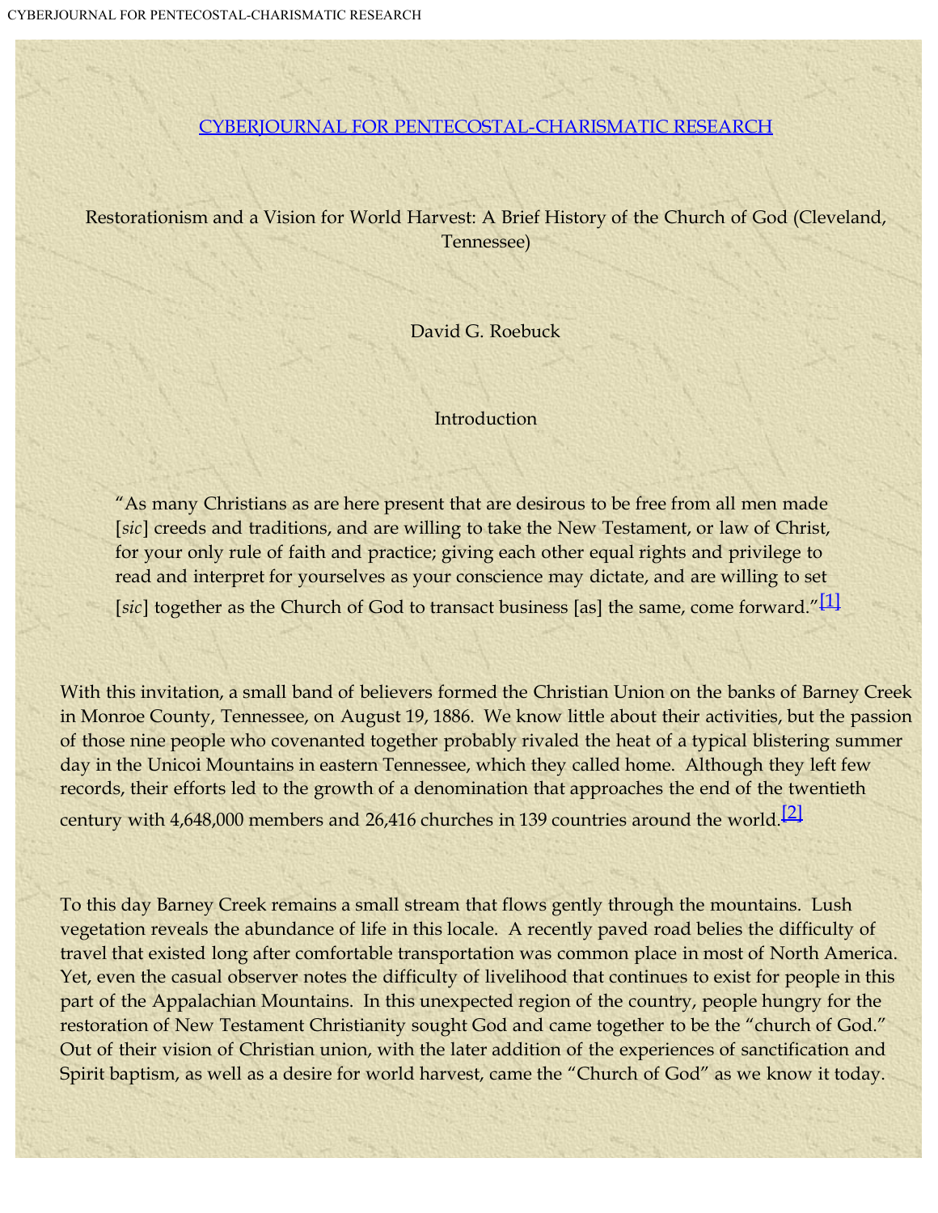[CYBERJOURNAL FOR PENTECOSTAL-CHARISMATIC RESEARCH]

# Restorationism and a Vision for World Harvest: A Brief History of the Church of God (Cleveland, Tennessee)

David G. Roebuck

## Introduction

> "As many Christians as are here present that are desirous to be free from all men made [*sic*] creeds and traditions, and are willing to take the New Testament, or law of Christ, for your only rule of faith and practice; giving each other equal rights and privilege to read and interpret for yourselves as your conscience may dictate, and are willing to set [*sic*] together as the Church of God to transact business [as] the same, come forward."[1]

With this invitation, a small band of believers formed the Christian Union on the banks of Barney Creek in Monroe County, Tennessee, on August 19, 1886. We know little about their activities, but the passion of those nine people who covenanted together probably rivaled the heat of a typical blistering summer day in the Unicoi Mountains in eastern Tennessee, which they called home. Although they left few records, their efforts led to the growth of a denomination that approaches the end of the twentieth century with 4,648,000 members and 26,416 churches in 139 countries around the world.[2]

To this day Barney Creek remains a small stream that flows gently through the mountains. Lush vegetation reveals the abundance of life in this locale. A recently paved road belies the difficulty of travel that existed long after comfortable transportation was common place in most of North America. Yet, even the casual observer notes the difficulty of livelihood that continues to exist for people in this part of the Appalachian Mountains. In this unexpected region of the country, people hungry for the restoration of New Testament Christianity sought God and came together to be the "church of God." Out of their vision of Christian union, with the later addition of the experiences of sanctification and Spirit baptism, as well as a desire for world harvest, came the "Church of God" as we know it today.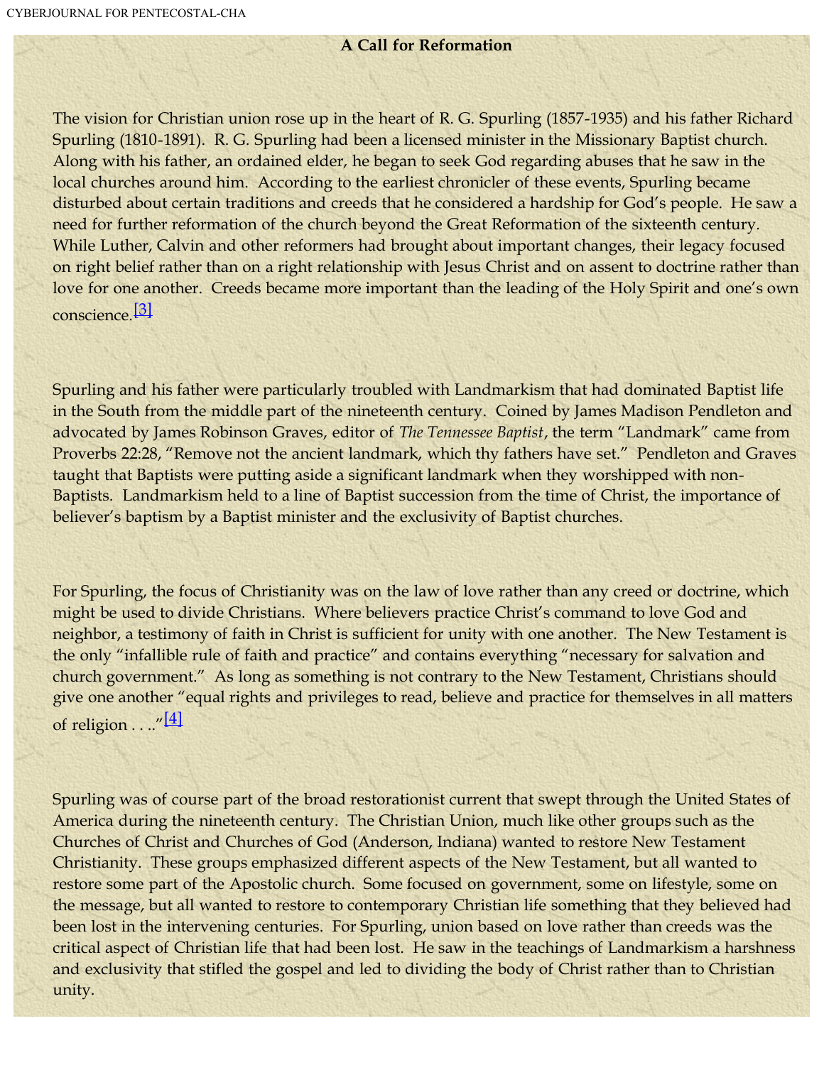## A Call for Reformation

The vision for Christian union rose up in the heart of R. G. Spurling (1857-1935) and his father Richard Spurling (1810-1891). R. G. Spurling had been a licensed minister in the Missionary Baptist church. Along with his father, an ordained elder, he began to seek God regarding abuses that he saw in the local churches around him. According to the earliest chronicler of these events, Spurling became disturbed about certain traditions and creeds that he considered a hardship for God's people. He saw a need for further reformation of the church beyond the Great Reformation of the sixteenth century. While Luther, Calvin and other reformers had brought about important changes, their legacy focused on right belief rather than on a right relationship with Jesus Christ and on assent to doctrine rather than love for one another. Creeds became more important than the leading of the Holy Spirit and one's own conscience.[3]

Spurling and his father were particularly troubled with Landmarkism that had dominated Baptist life in the South from the middle part of the nineteenth century. Coined by James Madison Pendleton and advocated by James Robinson Graves, editor of *The Tennessee Baptist*, the term "Landmark" came from Proverbs 22:28, "Remove not the ancient landmark, which thy fathers have set." Pendleton and Graves taught that Baptists were putting aside a significant landmark when they worshipped with non-Baptists. Landmarkism held to a line of Baptist succession from the time of Christ, the importance of believer's baptism by a Baptist minister and the exclusivity of Baptist churches.

For Spurling, the focus of Christianity was on the law of love rather than any creed or doctrine, which might be used to divide Christians. Where believers practice Christ's command to love God and neighbor, a testimony of faith in Christ is sufficient for unity with one another. The New Testament is the only "infallible rule of faith and practice" and contains everything "necessary for salvation and church government." As long as something is not contrary to the New Testament, Christians should give one another "equal rights and privileges to read, believe and practice for themselves in all matters of religion . . .."[4]

Spurling was of course part of the broad restorationist current that swept through the United States of America during the nineteenth century. The Christian Union, much like other groups such as the Churches of Christ and Churches of God (Anderson, Indiana) wanted to restore New Testament Christianity. These groups emphasized different aspects of the New Testament, but all wanted to restore some part of the Apostolic church. Some focused on government, some on lifestyle, some on the message, but all wanted to restore to contemporary Christian life something that they believed had been lost in the intervening centuries. For Spurling, union based on love rather than creeds was the critical aspect of Christian life that had been lost. He saw in the teachings of Landmarkism a harshness and exclusivity that stifled the gospel and led to dividing the body of Christ rather than to Christian unity.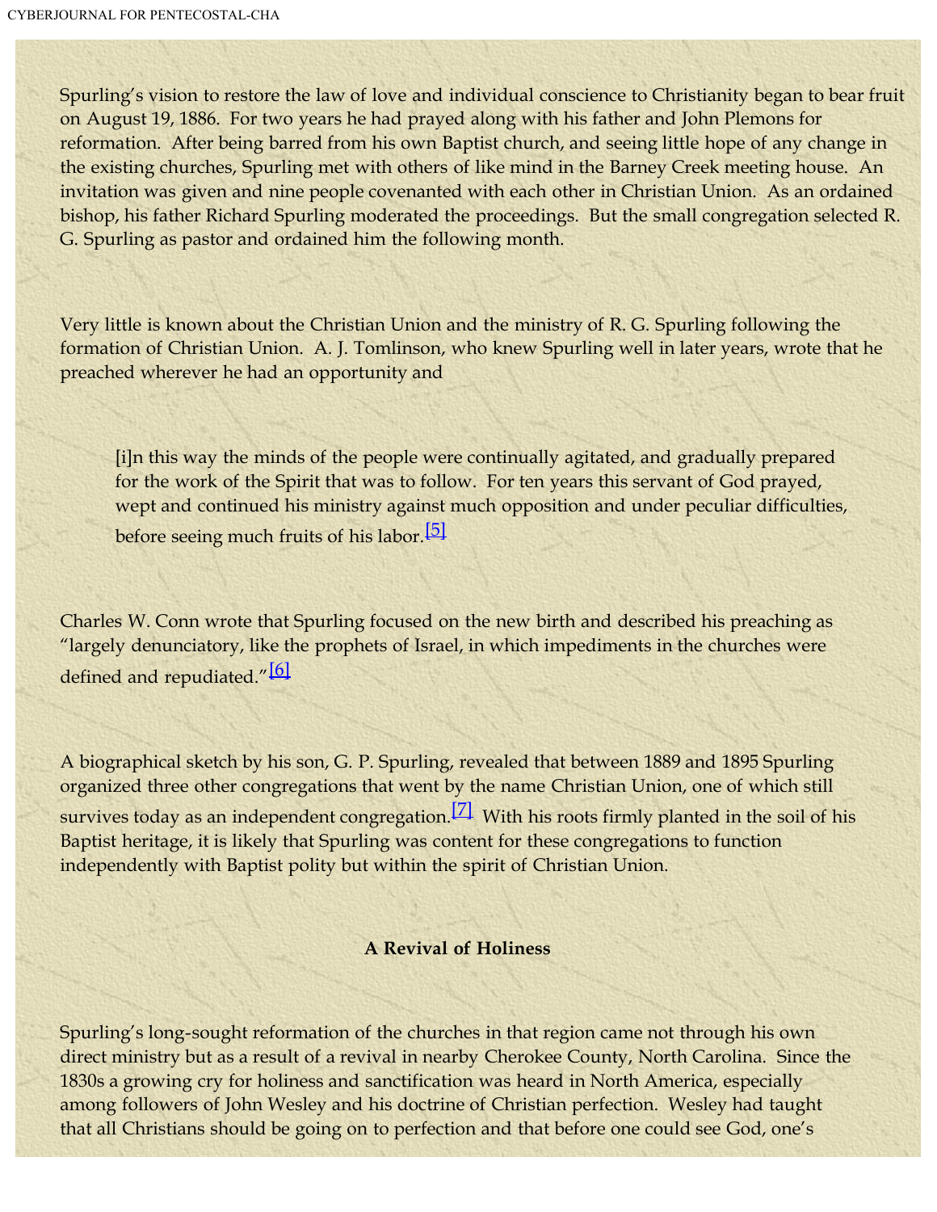Spurling's vision to restore the law of love and individual conscience to Christianity began to bear fruit on August 19, 1886. For two years he had prayed along with his father and John Plemons for reformation. After being barred from his own Baptist church, and seeing little hope of any change in the existing churches, Spurling met with others of like mind in the Barney Creek meeting house. An invitation was given and nine people covenanted with each other in Christian Union. As an ordained bishop, his father Richard Spurling moderated the proceedings. But the small congregation selected R. G. Spurling as pastor and ordained him the following month.

Very little is known about the Christian Union and the ministry of R. G. Spurling following the formation of Christian Union. A. J. Tomlinson, who knew Spurling well in later years, wrote that he preached wherever he had an opportunity and

> [i]n this way the minds of the people were continually agitated, and gradually prepared for the work of the Spirit that was to follow. For ten years this servant of God prayed, wept and continued his ministry against much opposition and under peculiar difficulties, before seeing much fruits of his labor.[5]

Charles W. Conn wrote that Spurling focused on the new birth and described his preaching as "largely denunciatory, like the prophets of Israel, in which impediments in the churches were defined and repudiated."[6]

A biographical sketch by his son, G. P. Spurling, revealed that between 1889 and 1895 Spurling organized three other congregations that went by the name Christian Union, one of which still survives today as an independent congregation.[7] With his roots firmly planted in the soil of his Baptist heritage, it is likely that Spurling was content for these congregations to function independently with Baptist polity but within the spirit of Christian Union.

### A Revival of Holiness

Spurling's long-sought reformation of the churches in that region came not through his own direct ministry but as a result of a revival in nearby Cherokee County, North Carolina. Since the 1830s a growing cry for holiness and sanctification was heard in North America, especially among followers of John Wesley and his doctrine of Christian perfection. Wesley had taught that all Christians should be going on to perfection and that before one could see God, one's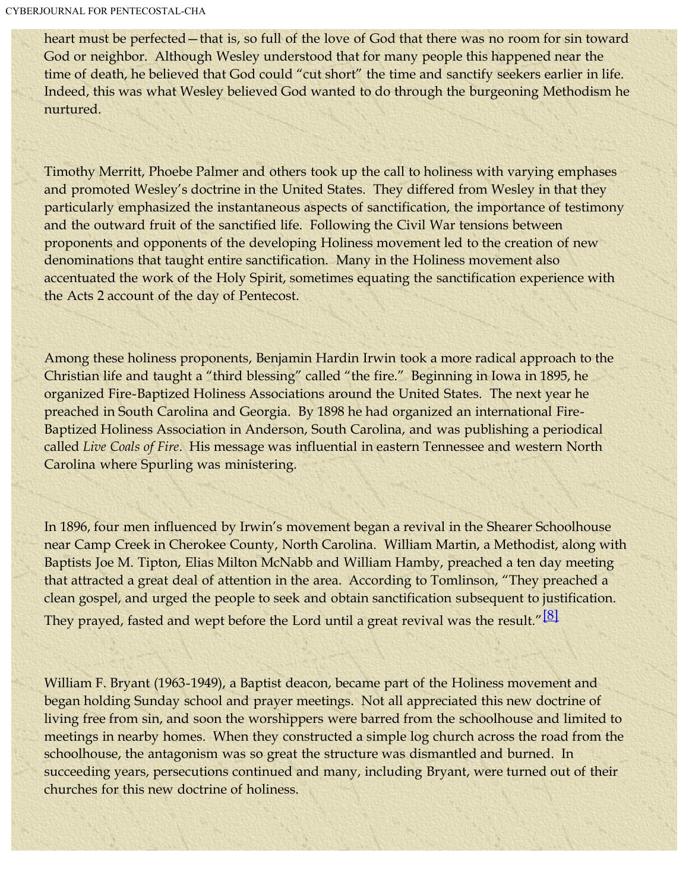heart must be perfected—that is, so full of the love of God that there was no room for sin toward God or neighbor.  Although Wesley understood that for many people this happened near the time of death, he believed that God could "cut short" the time and sanctify seekers earlier in life.  Indeed, this was what Wesley believed God wanted to do through the burgeoning Methodism he nurtured.

Timothy Merritt, Phoebe Palmer and others took up the call to holiness with varying emphases and promoted Wesley's doctrine in the United States.  They differed from Wesley in that they particularly emphasized the instantaneous aspects of sanctification, the importance of testimony and the outward fruit of the sanctified life.  Following the Civil War tensions between proponents and opponents of the developing Holiness movement led to the creation of new denominations that taught entire sanctification.  Many in the Holiness movement also accentuated the work of the Holy Spirit, sometimes equating the sanctification experience with the Acts 2 account of the day of Pentecost.

Among these holiness proponents, Benjamin Hardin Irwin took a more radical approach to the Christian life and taught a "third blessing" called "the fire."  Beginning in Iowa in 1895, he organized Fire-Baptized Holiness Associations around the United States.  The next year he preached in South Carolina and Georgia.  By 1898 he had organized an international Fire-Baptized Holiness Association in Anderson, South Carolina, and was publishing a periodical called *Live Coals of Fire*.  His message was influential in eastern Tennessee and western North Carolina where Spurling was ministering.

In 1896, four men influenced by Irwin's movement began a revival in the Shearer Schoolhouse near Camp Creek in Cherokee County, North Carolina.  William Martin, a Methodist, along with Baptists Joe M. Tipton, Elias Milton McNabb and William Hamby, preached a ten day meeting that attracted a great deal of attention in the area.  According to Tomlinson, "They preached a clean gospel, and urged the people to seek and obtain sanctification subsequent to justification.  They prayed, fasted and wept before the Lord until a great revival was the result."[8]

William F. Bryant (1963-1949), a Baptist deacon, became part of the Holiness movement and began holding Sunday school and prayer meetings.  Not all appreciated this new doctrine of living free from sin, and soon the worshippers were barred from the schoolhouse and limited to meetings in nearby homes.  When they constructed a simple log church across the road from the schoolhouse, the antagonism was so great the structure was dismantled and burned.  In succeeding years, persecutions continued and many, including Bryant, were turned out of their churches for this new doctrine of holiness.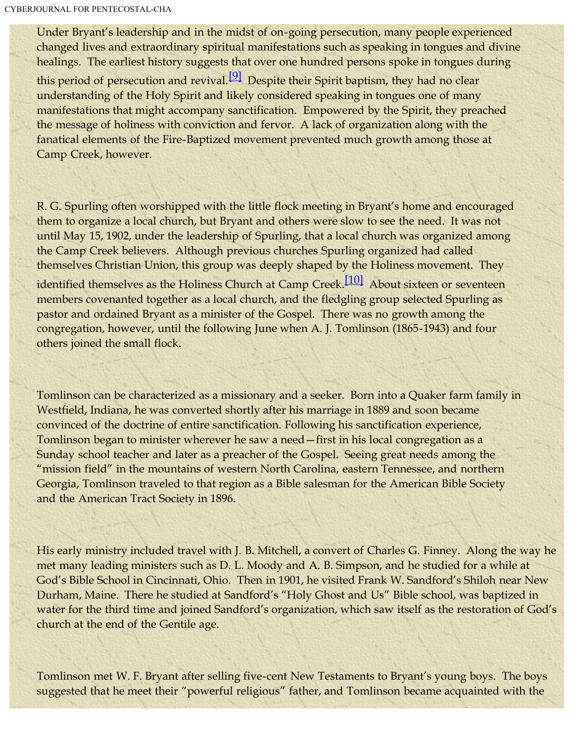Under Bryant's leadership and in the midst of on-going persecution, many people experienced changed lives and extraordinary spiritual manifestations such as speaking in tongues and divine healings. The earliest history suggests that over one hundred persons spoke in tongues during this period of persecution and revival.[9] Despite their Spirit baptism, they had no clear understanding of the Holy Spirit and likely considered speaking in tongues one of many manifestations that might accompany sanctification. Empowered by the Spirit, they preached the message of holiness with conviction and fervor. A lack of organization along with the fanatical elements of the Fire-Baptized movement prevented much growth among those at Camp Creek, however.

R. G. Spurling often worshipped with the little flock meeting in Bryant's home and encouraged them to organize a local church, but Bryant and others were slow to see the need. It was not until May 15, 1902, under the leadership of Spurling, that a local church was organized among the Camp Creek believers. Although previous churches Spurling organized had called themselves Christian Union, this group was deeply shaped by the Holiness movement. They identified themselves as the Holiness Church at Camp Creek.[10] About sixteen or seventeen members covenanted together as a local church, and the fledgling group selected Spurling as pastor and ordained Bryant as a minister of the Gospel. There was no growth among the congregation, however, until the following June when A. J. Tomlinson (1865-1943) and four others joined the small flock.

Tomlinson can be characterized as a missionary and a seeker. Born into a Quaker farm family in Westfield, Indiana, he was converted shortly after his marriage in 1889 and soon became convinced of the doctrine of entire sanctification. Following his sanctification experience, Tomlinson began to minister wherever he saw a need—first in his local congregation as a Sunday school teacher and later as a preacher of the Gospel. Seeing great needs among the "mission field" in the mountains of western North Carolina, eastern Tennessee, and northern Georgia, Tomlinson traveled to that region as a Bible salesman for the American Bible Society and the American Tract Society in 1896.

His early ministry included travel with J. B. Mitchell, a convert of Charles G. Finney. Along the way he met many leading ministers such as D. L. Moody and A. B. Simpson, and he studied for a while at God's Bible School in Cincinnati, Ohio. Then in 1901, he visited Frank W. Sandford's Shiloh near New Durham, Maine. There he studied at Sandford's "Holy Ghost and Us" Bible school, was baptized in water for the third time and joined Sandford's organization, which saw itself as the restoration of God's church at the end of the Gentile age.

Tomlinson met W. F. Bryant after selling five-cent New Testaments to Bryant's young boys. The boys suggested that he meet their "powerful religious" father, and Tomlinson became acquainted with the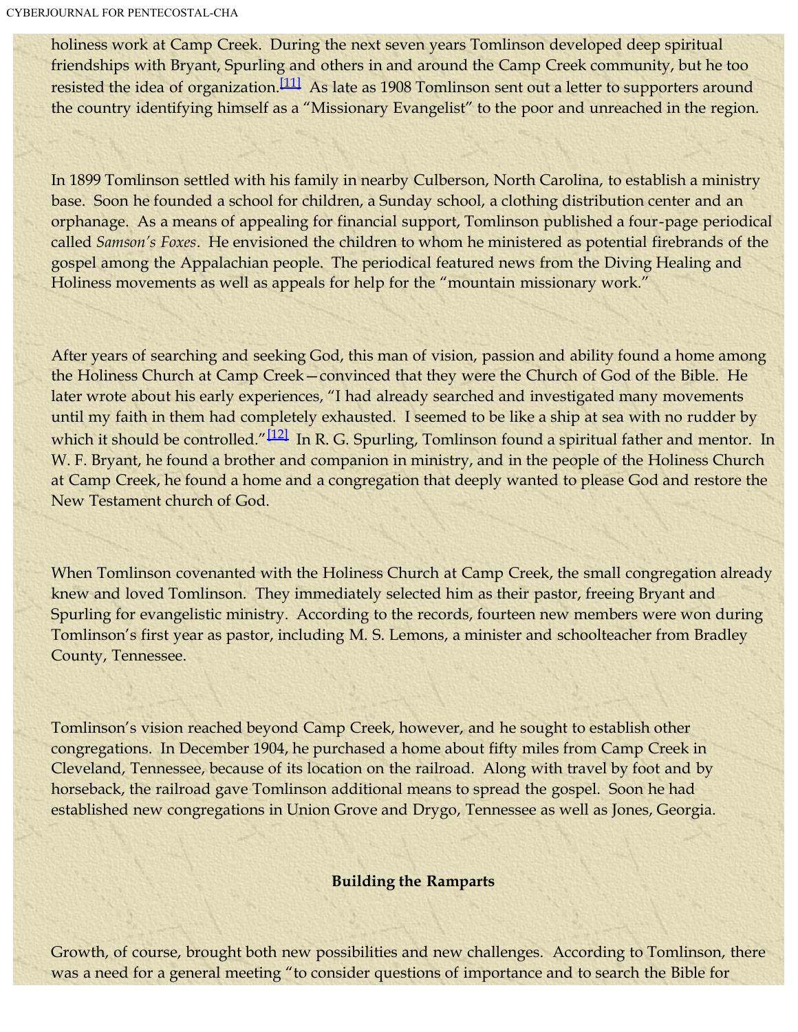holiness work at Camp Creek. During the next seven years Tomlinson developed deep spiritual friendships with Bryant, Spurling and others in and around the Camp Creek community, but he too resisted the idea of organization.[11] As late as 1908 Tomlinson sent out a letter to supporters around the country identifying himself as a "Missionary Evangelist" to the poor and unreached in the region.

In 1899 Tomlinson settled with his family in nearby Culberson, North Carolina, to establish a ministry base. Soon he founded a school for children, a Sunday school, a clothing distribution center and an orphanage. As a means of appealing for financial support, Tomlinson published a four-page periodical called *Samson's Foxes*. He envisioned the children to whom he ministered as potential firebrands of the gospel among the Appalachian people. The periodical featured news from the Diving Healing and Holiness movements as well as appeals for help for the "mountain missionary work."

After years of searching and seeking God, this man of vision, passion and ability found a home among the Holiness Church at Camp Creek—convinced that they were the Church of God of the Bible. He later wrote about his early experiences, "I had already searched and investigated many movements until my faith in them had completely exhausted. I seemed to be like a ship at sea with no rudder by which it should be controlled."[12] In R. G. Spurling, Tomlinson found a spiritual father and mentor. In W. F. Bryant, he found a brother and companion in ministry, and in the people of the Holiness Church at Camp Creek, he found a home and a congregation that deeply wanted to please God and restore the New Testament church of God.

When Tomlinson covenanted with the Holiness Church at Camp Creek, the small congregation already knew and loved Tomlinson. They immediately selected him as their pastor, freeing Bryant and Spurling for evangelistic ministry. According to the records, fourteen new members were won during Tomlinson's first year as pastor, including M. S. Lemons, a minister and schoolteacher from Bradley County, Tennessee.

Tomlinson's vision reached beyond Camp Creek, however, and he sought to establish other congregations. In December 1904, he purchased a home about fifty miles from Camp Creek in Cleveland, Tennessee, because of its location on the railroad. Along with travel by foot and by horseback, the railroad gave Tomlinson additional means to spread the gospel. Soon he had established new congregations in Union Grove and Drygo, Tennessee as well as Jones, Georgia.

**Building the Ramparts**

Growth, of course, brought both new possibilities and new challenges. According to Tomlinson, there was a need for a general meeting "to consider questions of importance and to search the Bible for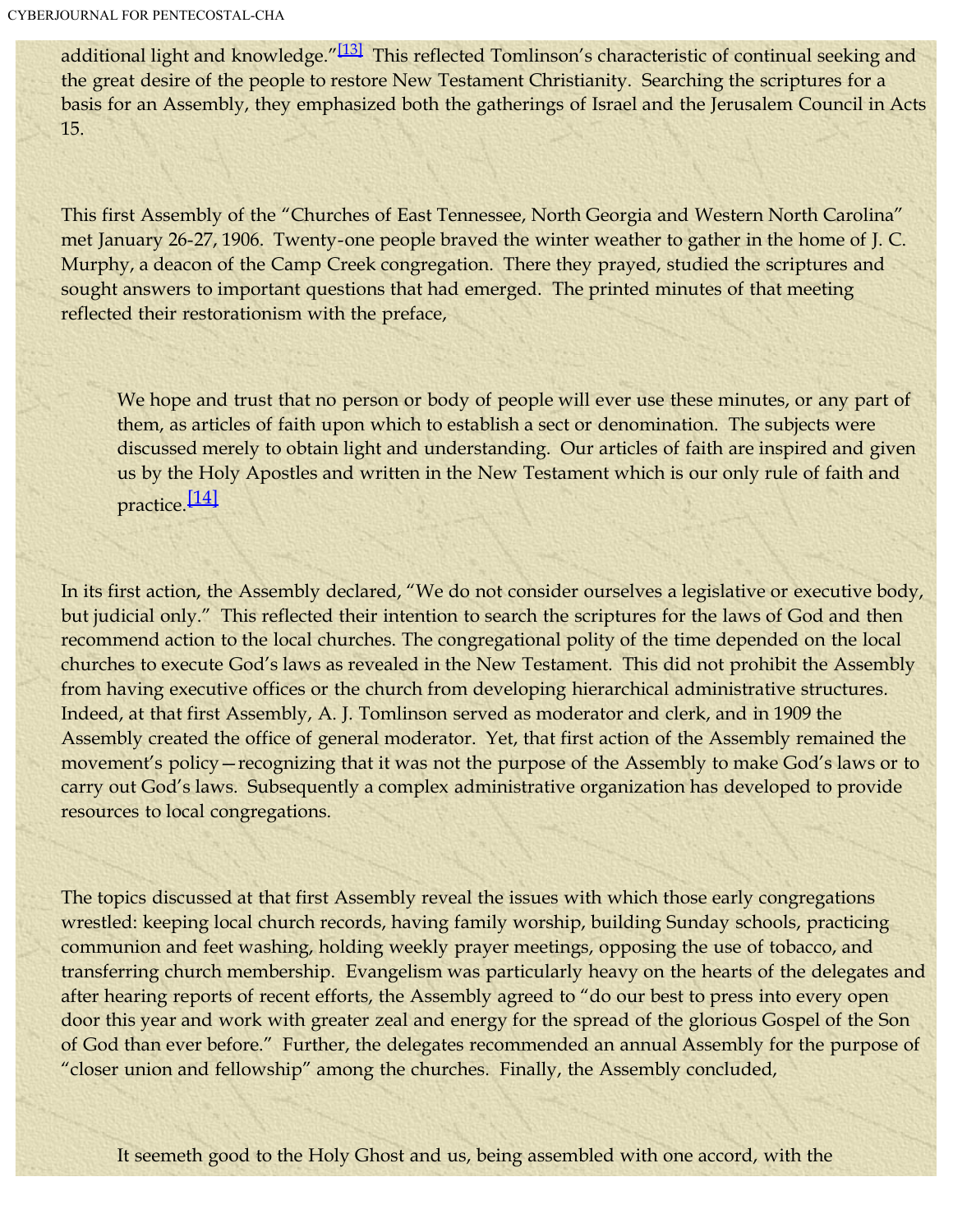additional light and knowledge."[13] This reflected Tomlinson's characteristic of continual seeking and the great desire of the people to restore New Testament Christianity. Searching the scriptures for a basis for an Assembly, they emphasized both the gatherings of Israel and the Jerusalem Council in Acts 15.

This first Assembly of the "Churches of East Tennessee, North Georgia and Western North Carolina" met January 26-27, 1906. Twenty-one people braved the winter weather to gather in the home of J. C. Murphy, a deacon of the Camp Creek congregation. There they prayed, studied the scriptures and sought answers to important questions that had emerged. The printed minutes of that meeting reflected their restorationism with the preface,

> We hope and trust that no person or body of people will ever use these minutes, or any part of them, as articles of faith upon which to establish a sect or denomination. The subjects were discussed merely to obtain light and understanding. Our articles of faith are inspired and given us by the Holy Apostles and written in the New Testament which is our only rule of faith and practice.[14]

In its first action, the Assembly declared, "We do not consider ourselves a legislative or executive body, but judicial only." This reflected their intention to search the scriptures for the laws of God and then recommend action to the local churches. The congregational polity of the time depended on the local churches to execute God's laws as revealed in the New Testament. This did not prohibit the Assembly from having executive offices or the church from developing hierarchical administrative structures. Indeed, at that first Assembly, A. J. Tomlinson served as moderator and clerk, and in 1909 the Assembly created the office of general moderator. Yet, that first action of the Assembly remained the movement's policy—recognizing that it was not the purpose of the Assembly to make God's laws or to carry out God's laws. Subsequently a complex administrative organization has developed to provide resources to local congregations.

The topics discussed at that first Assembly reveal the issues with which those early congregations wrestled: keeping local church records, having family worship, building Sunday schools, practicing communion and feet washing, holding weekly prayer meetings, opposing the use of tobacco, and transferring church membership. Evangelism was particularly heavy on the hearts of the delegates and after hearing reports of recent efforts, the Assembly agreed to "do our best to press into every open door this year and work with greater zeal and energy for the spread of the glorious Gospel of the Son of God than ever before." Further, the delegates recommended an annual Assembly for the purpose of "closer union and fellowship" among the churches. Finally, the Assembly concluded,

> It seemeth good to the Holy Ghost and us, being assembled with one accord, with the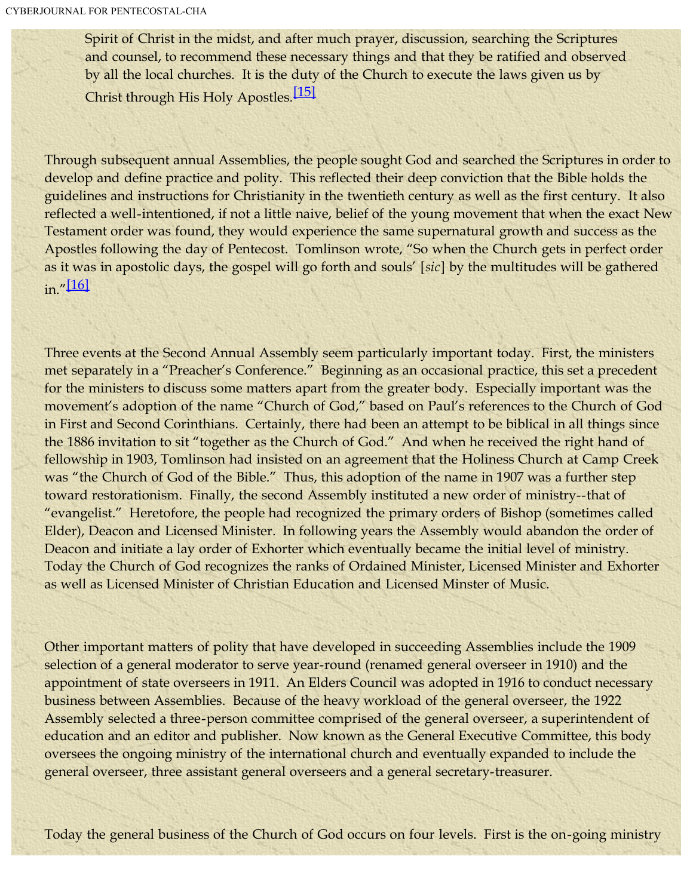Spirit of Christ in the midst, and after much prayer, discussion, searching the Scriptures and counsel, to recommend these necessary things and that they be ratified and observed by all the local churches. It is the duty of the Church to execute the laws given us by Christ through His Holy Apostles.[15]

Through subsequent annual Assemblies, the people sought God and searched the Scriptures in order to develop and define practice and polity. This reflected their deep conviction that the Bible holds the guidelines and instructions for Christianity in the twentieth century as well as the first century. It also reflected a well-intentioned, if not a little naive, belief of the young movement that when the exact New Testament order was found, they would experience the same supernatural growth and success as the Apostles following the day of Pentecost. Tomlinson wrote, "So when the Church gets in perfect order as it was in apostolic days, the gospel will go forth and souls' [*sic*] by the multitudes will be gathered in."[16]

Three events at the Second Annual Assembly seem particularly important today. First, the ministers met separately in a "Preacher's Conference." Beginning as an occasional practice, this set a precedent for the ministers to discuss some matters apart from the greater body. Especially important was the movement's adoption of the name "Church of God," based on Paul's references to the Church of God in First and Second Corinthians. Certainly, there had been an attempt to be biblical in all things since the 1886 invitation to sit "together as the Church of God." And when he received the right hand of fellowship in 1903, Tomlinson had insisted on an agreement that the Holiness Church at Camp Creek was "the Church of God of the Bible." Thus, this adoption of the name in 1907 was a further step toward restorationism. Finally, the second Assembly instituted a new order of ministry--that of "evangelist." Heretofore, the people had recognized the primary orders of Bishop (sometimes called Elder), Deacon and Licensed Minister. In following years the Assembly would abandon the order of Deacon and initiate a lay order of Exhorter which eventually became the initial level of ministry. Today the Church of God recognizes the ranks of Ordained Minister, Licensed Minister and Exhorter as well as Licensed Minister of Christian Education and Licensed Minster of Music.

Other important matters of polity that have developed in succeeding Assemblies include the 1909 selection of a general moderator to serve year-round (renamed general overseer in 1910) and the appointment of state overseers in 1911. An Elders Council was adopted in 1916 to conduct necessary business between Assemblies. Because of the heavy workload of the general overseer, the 1922 Assembly selected a three-person committee comprised of the general overseer, a superintendent of education and an editor and publisher. Now known as the General Executive Committee, this body oversees the ongoing ministry of the international church and eventually expanded to include the general overseer, three assistant general overseers and a general secretary-treasurer.

Today the general business of the Church of God occurs on four levels. First is the on-going ministry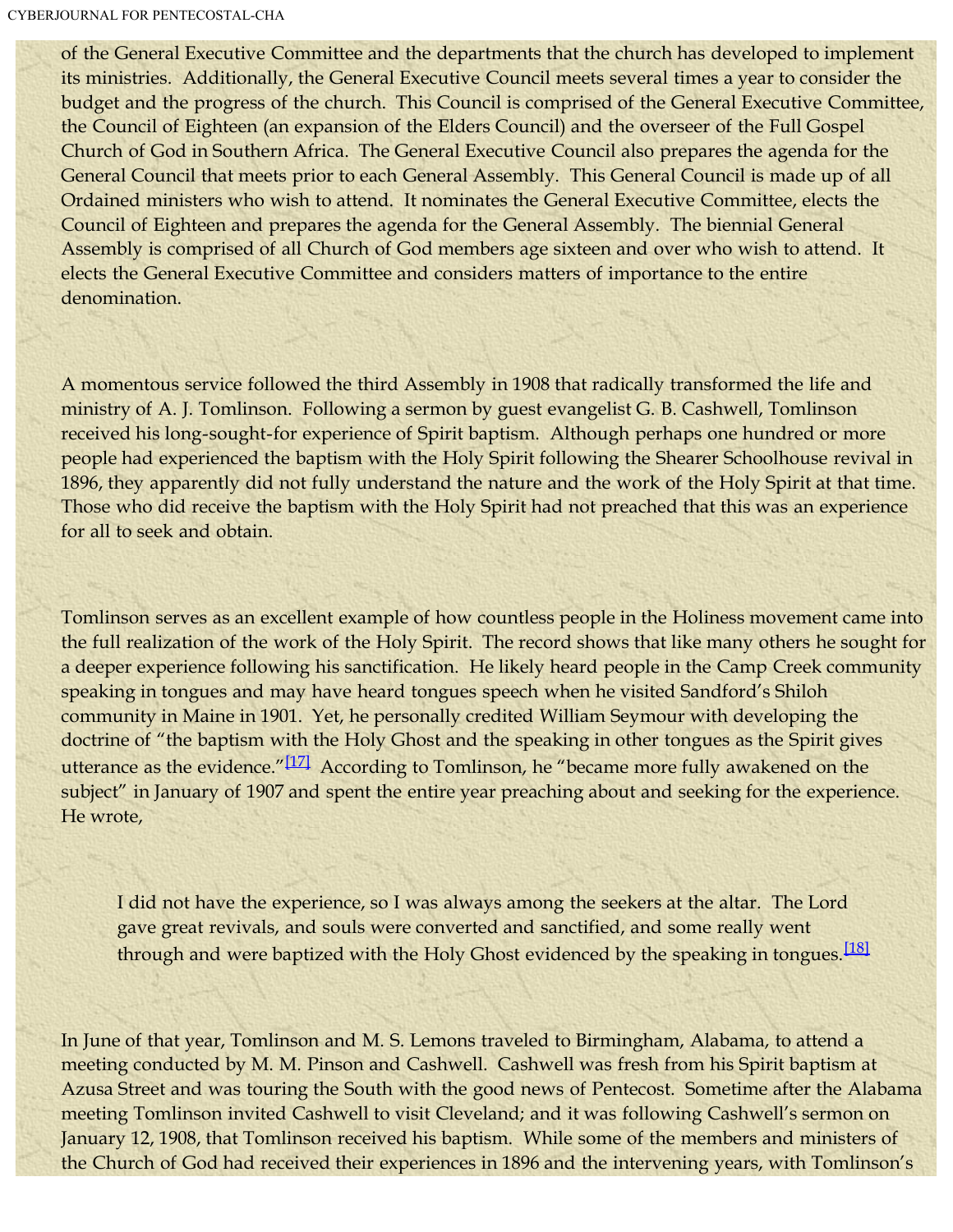of the General Executive Committee and the departments that the church has developed to implement its ministries. Additionally, the General Executive Council meets several times a year to consider the budget and the progress of the church. This Council is comprised of the General Executive Committee, the Council of Eighteen (an expansion of the Elders Council) and the overseer of the Full Gospel Church of God in Southern Africa. The General Executive Council also prepares the agenda for the General Council that meets prior to each General Assembly. This General Council is made up of all Ordained ministers who wish to attend. It nominates the General Executive Committee, elects the Council of Eighteen and prepares the agenda for the General Assembly. The biennial General Assembly is comprised of all Church of God members age sixteen and over who wish to attend. It elects the General Executive Committee and considers matters of importance to the entire denomination.

A momentous service followed the third Assembly in 1908 that radically transformed the life and ministry of A. J. Tomlinson. Following a sermon by guest evangelist G. B. Cashwell, Tomlinson received his long-sought-for experience of Spirit baptism. Although perhaps one hundred or more people had experienced the baptism with the Holy Spirit following the Shearer Schoolhouse revival in 1896, they apparently did not fully understand the nature and the work of the Holy Spirit at that time. Those who did receive the baptism with the Holy Spirit had not preached that this was an experience for all to seek and obtain.

Tomlinson serves as an excellent example of how countless people in the Holiness movement came into the full realization of the work of the Holy Spirit. The record shows that like many others he sought for a deeper experience following his sanctification. He likely heard people in the Camp Creek community speaking in tongues and may have heard tongues speech when he visited Sandford's Shiloh community in Maine in 1901. Yet, he personally credited William Seymour with developing the doctrine of "the baptism with the Holy Ghost and the speaking in other tongues as the Spirit gives utterance as the evidence."[17] According to Tomlinson, he "became more fully awakened on the subject" in January of 1907 and spent the entire year preaching about and seeking for the experience. He wrote,

> I did not have the experience, so I was always among the seekers at the altar. The Lord gave great revivals, and souls were converted and sanctified, and some really went through and were baptized with the Holy Ghost evidenced by the speaking in tongues.[18]

In June of that year, Tomlinson and M. S. Lemons traveled to Birmingham, Alabama, to attend a meeting conducted by M. M. Pinson and Cashwell. Cashwell was fresh from his Spirit baptism at Azusa Street and was touring the South with the good news of Pentecost. Sometime after the Alabama meeting Tomlinson invited Cashwell to visit Cleveland; and it was following Cashwell's sermon on January 12, 1908, that Tomlinson received his baptism. While some of the members and ministers of the Church of God had received their experiences in 1896 and the intervening years, with Tomlinson's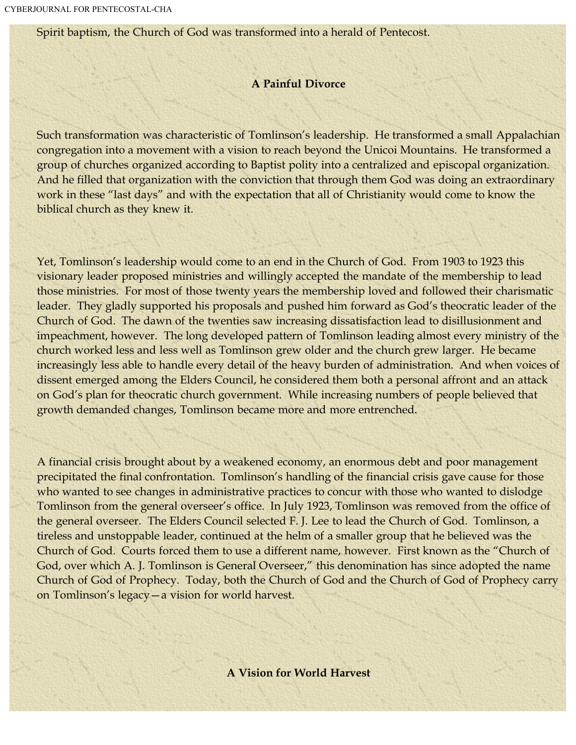Spirit baptism, the Church of God was transformed into a herald of Pentecost.

### A Painful Divorce

Such transformation was characteristic of Tomlinson's leadership. He transformed a small Appalachian congregation into a movement with a vision to reach beyond the Unicoi Mountains. He transformed a group of churches organized according to Baptist polity into a centralized and episcopal organization. And he filled that organization with the conviction that through them God was doing an extraordinary work in these "last days" and with the expectation that all of Christianity would come to know the biblical church as they knew it.

Yet, Tomlinson's leadership would come to an end in the Church of God. From 1903 to 1923 this visionary leader proposed ministries and willingly accepted the mandate of the membership to lead those ministries. For most of those twenty years the membership loved and followed their charismatic leader. They gladly supported his proposals and pushed him forward as God's theocratic leader of the Church of God. The dawn of the twenties saw increasing dissatisfaction lead to disillusionment and impeachment, however. The long developed pattern of Tomlinson leading almost every ministry of the church worked less and less well as Tomlinson grew older and the church grew larger. He became increasingly less able to handle every detail of the heavy burden of administration. And when voices of dissent emerged among the Elders Council, he considered them both a personal affront and an attack on God's plan for theocratic church government. While increasing numbers of people believed that growth demanded changes, Tomlinson became more and more entrenched.

A financial crisis brought about by a weakened economy, an enormous debt and poor management precipitated the final confrontation. Tomlinson's handling of the financial crisis gave cause for those who wanted to see changes in administrative practices to concur with those who wanted to dislodge Tomlinson from the general overseer's office. In July 1923, Tomlinson was removed from the office of the general overseer. The Elders Council selected F. J. Lee to lead the Church of God. Tomlinson, a tireless and unstoppable leader, continued at the helm of a smaller group that he believed was the Church of God. Courts forced them to use a different name, however. First known as the "Church of God, over which A. J. Tomlinson is General Overseer," this denomination has since adopted the name Church of God of Prophecy. Today, both the Church of God and the Church of God of Prophecy carry on Tomlinson's legacy—a vision for world harvest.

### A Vision for World Harvest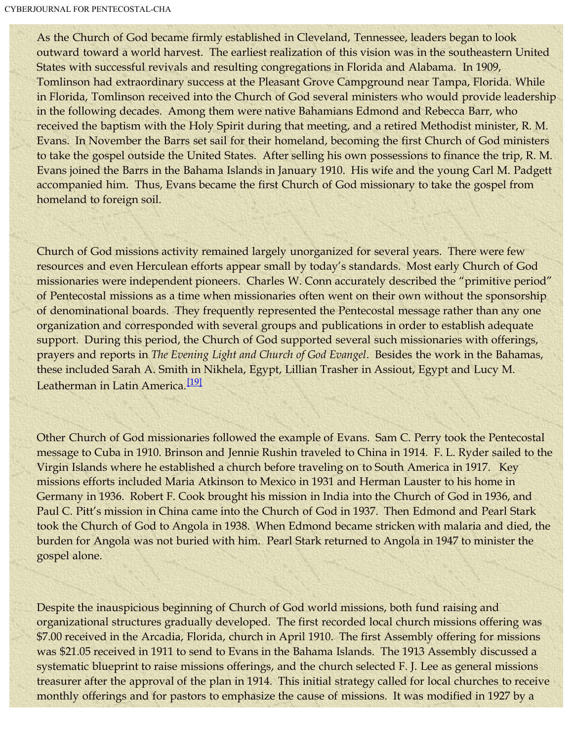As the Church of God became firmly established in Cleveland, Tennessee, leaders began to look outward toward a world harvest. The earliest realization of this vision was in the southeastern United States with successful revivals and resulting congregations in Florida and Alabama. In 1909, Tomlinson had extraordinary success at the Pleasant Grove Campground near Tampa, Florida. While in Florida, Tomlinson received into the Church of God several ministers who would provide leadership in the following decades. Among them were native Bahamians Edmond and Rebecca Barr, who received the baptism with the Holy Spirit during that meeting, and a retired Methodist minister, R. M. Evans. In November the Barrs set sail for their homeland, becoming the first Church of God ministers to take the gospel outside the United States. After selling his own possessions to finance the trip, R. M. Evans joined the Barrs in the Bahama Islands in January 1910. His wife and the young Carl M. Padgett accompanied him. Thus, Evans became the first Church of God missionary to take the gospel from homeland to foreign soil.

Church of God missions activity remained largely unorganized for several years. There were few resources and even Herculean efforts appear small by today's standards. Most early Church of God missionaries were independent pioneers. Charles W. Conn accurately described the "primitive period" of Pentecostal missions as a time when missionaries often went on their own without the sponsorship of denominational boards. They frequently represented the Pentecostal message rather than any one organization and corresponded with several groups and publications in order to establish adequate support. During this period, the Church of God supported several such missionaries with offerings, prayers and reports in *The Evening Light and Church of God Evangel*. Besides the work in the Bahamas, these included Sarah A. Smith in Nikhela, Egypt, Lillian Trasher in Assiout, Egypt and Lucy M. Leatherman in Latin America.[19]

Other Church of God missionaries followed the example of Evans. Sam C. Perry took the Pentecostal message to Cuba in 1910. Brinson and Jennie Rushin traveled to China in 1914. F. L. Ryder sailed to the Virgin Islands where he established a church before traveling on to South America in 1917. Key missions efforts included Maria Atkinson to Mexico in 1931 and Herman Lauster to his home in Germany in 1936. Robert F. Cook brought his mission in India into the Church of God in 1936, and Paul C. Pitt's mission in China came into the Church of God in 1937. Then Edmond and Pearl Stark took the Church of God to Angola in 1938. When Edmond became stricken with malaria and died, the burden for Angola was not buried with him. Pearl Stark returned to Angola in 1947 to minister the gospel alone.

Despite the inauspicious beginning of Church of God world missions, both fund raising and organizational structures gradually developed. The first recorded local church missions offering was $7.00 received in the Arcadia, Florida, church in April 1910. The first Assembly offering for missions was $21.05 received in 1911 to send to Evans in the Bahama Islands. The 1913 Assembly discussed a systematic blueprint to raise missions offerings, and the church selected F. J. Lee as general missions treasurer after the approval of the plan in 1914. This initial strategy called for local churches to receive monthly offerings and for pastors to emphasize the cause of missions. It was modified in 1927 by a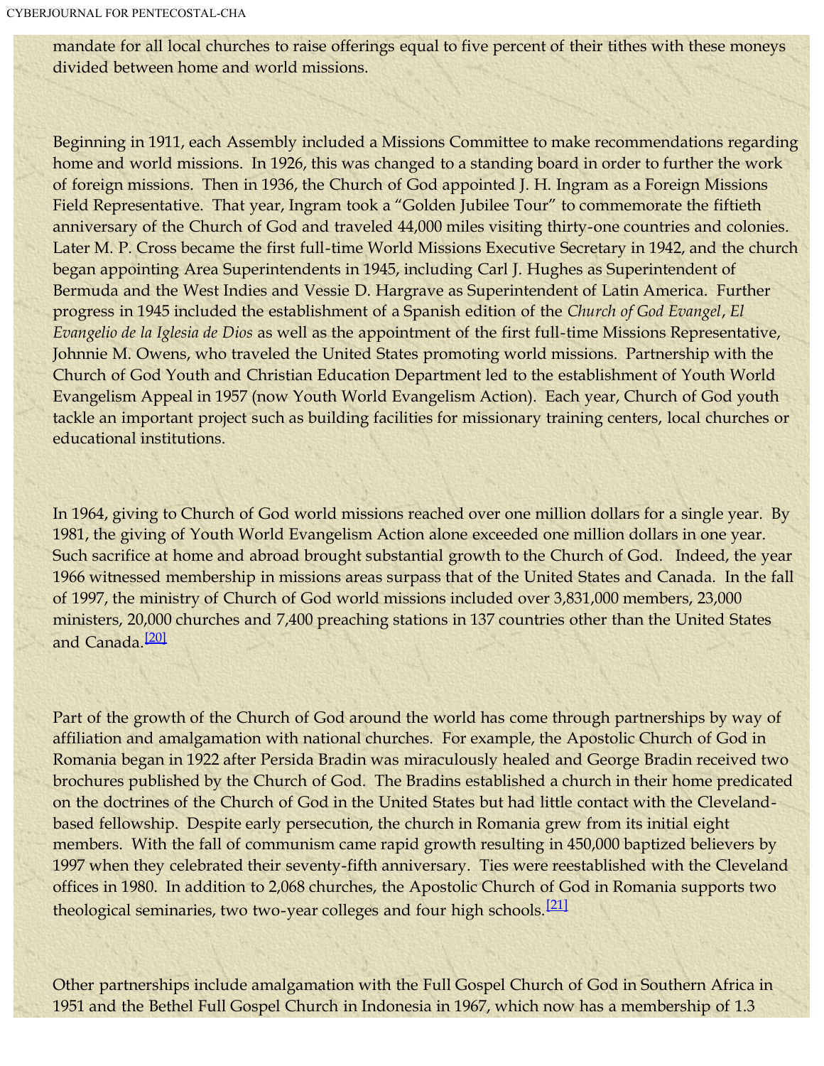mandate for all local churches to raise offerings equal to five percent of their tithes with these moneys divided between home and world missions.

Beginning in 1911, each Assembly included a Missions Committee to make recommendations regarding home and world missions. In 1926, this was changed to a standing board in order to further the work of foreign missions. Then in 1936, the Church of God appointed J. H. Ingram as a Foreign Missions Field Representative. That year, Ingram took a "Golden Jubilee Tour" to commemorate the fiftieth anniversary of the Church of God and traveled 44,000 miles visiting thirty-one countries and colonies. Later M. P. Cross became the first full-time World Missions Executive Secretary in 1942, and the church began appointing Area Superintendents in 1945, including Carl J. Hughes as Superintendent of Bermuda and the West Indies and Vessie D. Hargrave as Superintendent of Latin America. Further progress in 1945 included the establishment of a Spanish edition of the *Church of God Evangel*, *El Evangelio de la Iglesia de Dios* as well as the appointment of the first full-time Missions Representative, Johnnie M. Owens, who traveled the United States promoting world missions. Partnership with the Church of God Youth and Christian Education Department led to the establishment of Youth World Evangelism Appeal in 1957 (now Youth World Evangelism Action). Each year, Church of God youth tackle an important project such as building facilities for missionary training centers, local churches or educational institutions.

In 1964, giving to Church of God world missions reached over one million dollars for a single year. By 1981, the giving of Youth World Evangelism Action alone exceeded one million dollars in one year. Such sacrifice at home and abroad brought substantial growth to the Church of God. Indeed, the year 1966 witnessed membership in missions areas surpass that of the United States and Canada. In the fall of 1997, the ministry of Church of God world missions included over 3,831,000 members, 23,000 ministers, 20,000 churches and 7,400 preaching stations in 137 countries other than the United States and Canada.[20]

Part of the growth of the Church of God around the world has come through partnerships by way of affiliation and amalgamation with national churches. For example, the Apostolic Church of God in Romania began in 1922 after Persida Bradin was miraculously healed and George Bradin received two brochures published by the Church of God. The Bradins established a church in their home predicated on the doctrines of the Church of God in the United States but had little contact with the Cleveland-based fellowship. Despite early persecution, the church in Romania grew from its initial eight members. With the fall of communism came rapid growth resulting in 450,000 baptized believers by 1997 when they celebrated their seventy-fifth anniversary. Ties were reestablished with the Cleveland offices in 1980. In addition to 2,068 churches, the Apostolic Church of God in Romania supports two theological seminaries, two two-year colleges and four high schools.[21]

Other partnerships include amalgamation with the Full Gospel Church of God in Southern Africa in 1951 and the Bethel Full Gospel Church in Indonesia in 1967, which now has a membership of 1.3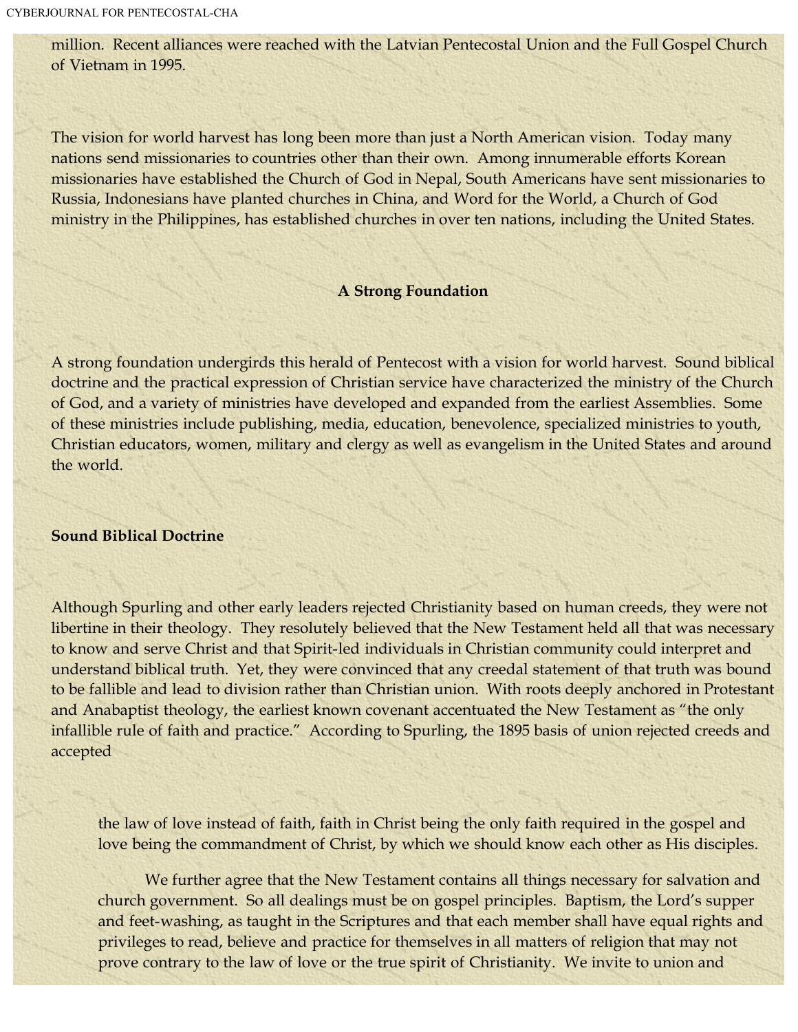million.  Recent alliances were reached with the Latvian Pentecostal Union and the Full Gospel Church of Vietnam in 1995.

The vision for world harvest has long been more than just a North American vision.  Today many nations send missionaries to countries other than their own.  Among innumerable efforts Korean missionaries have established the Church of God in Nepal, South Americans have sent missionaries to Russia, Indonesians have planted churches in China, and Word for the World, a Church of God ministry in the Philippines, has established churches in over ten nations, including the United States.

## A Strong Foundation

A strong foundation undergirds this herald of Pentecost with a vision for world harvest.  Sound biblical doctrine and the practical expression of Christian service have characterized the ministry of the Church of God, and a variety of ministries have developed and expanded from the earliest Assemblies.  Some of these ministries include publishing, media, education, benevolence, specialized ministries to youth, Christian educators, women, military and clergy as well as evangelism in the United States and around the world.

### Sound Biblical Doctrine

Although Spurling and other early leaders rejected Christianity based on human creeds, they were not libertine in their theology.  They resolutely believed that the New Testament held all that was necessary to know and serve Christ and that Spirit-led individuals in Christian community could interpret and understand biblical truth.  Yet, they were convinced that any creedal statement of that truth was bound to be fallible and lead to division rather than Christian union.  With roots deeply anchored in Protestant and Anabaptist theology, the earliest known covenant accentuated the New Testament as "the only infallible rule of faith and practice."  According to Spurling, the 1895 basis of union rejected creeds and accepted

> the law of love instead of faith, faith in Christ being the only faith required in the gospel and love being the commandment of Christ, by which we should know each other as His disciples.
>
> We further agree that the New Testament contains all things necessary for salvation and church government.  So all dealings must be on gospel principles.  Baptism, the Lord's supper and feet-washing, as taught in the Scriptures and that each member shall have equal rights and privileges to read, believe and practice for themselves in all matters of religion that may not prove contrary to the law of love or the true spirit of Christianity.  We invite to union and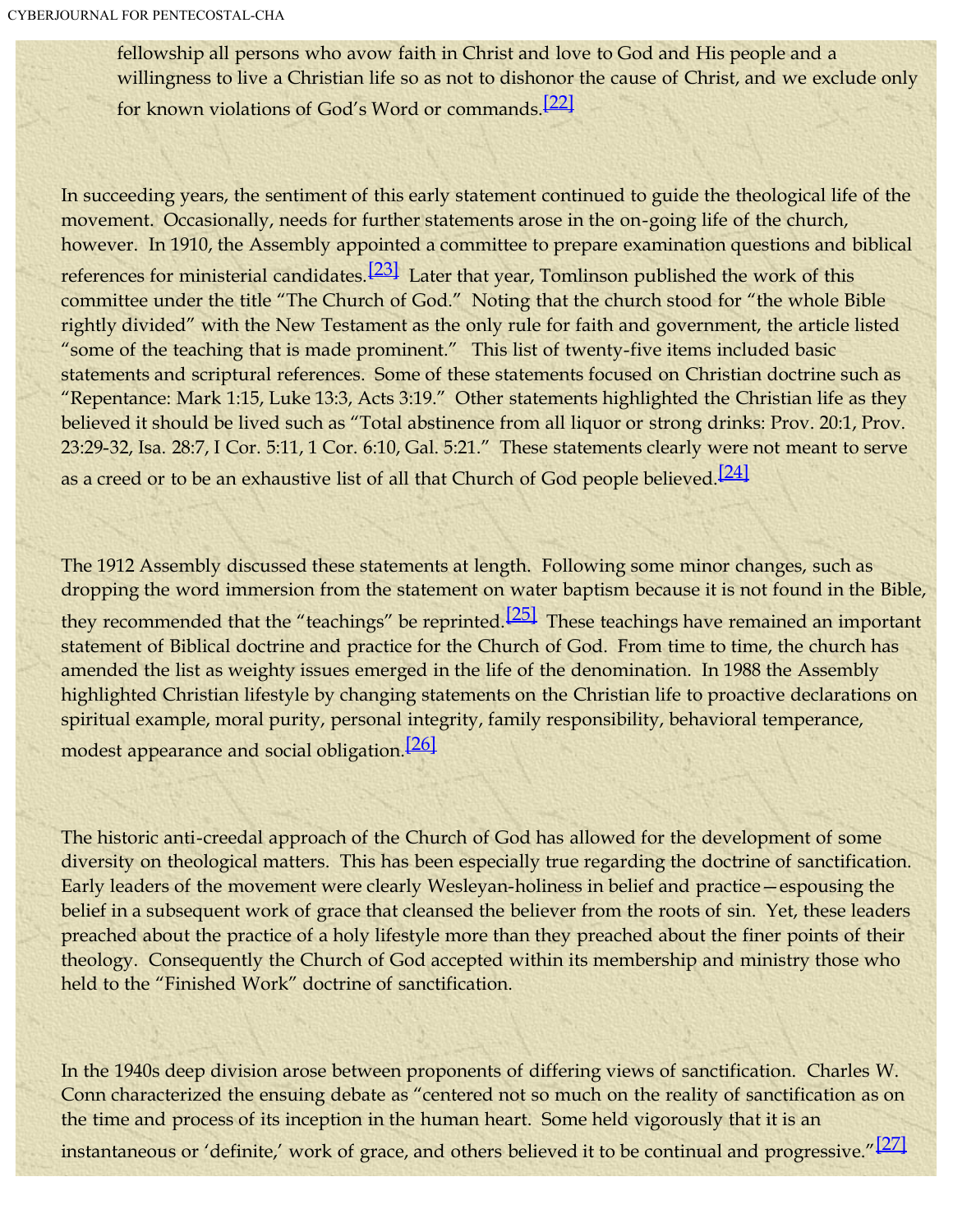fellowship all persons who avow faith in Christ and love to God and His people and a willingness to live a Christian life so as not to dishonor the cause of Christ, and we exclude only for known violations of God's Word or commands.[22]

In succeeding years, the sentiment of this early statement continued to guide the theological life of the movement. Occasionally, needs for further statements arose in the on-going life of the church, however. In 1910, the Assembly appointed a committee to prepare examination questions and biblical references for ministerial candidates.[23] Later that year, Tomlinson published the work of this committee under the title "The Church of God." Noting that the church stood for "the whole Bible rightly divided" with the New Testament as the only rule for faith and government, the article listed "some of the teaching that is made prominent." This list of twenty-five items included basic statements and scriptural references. Some of these statements focused on Christian doctrine such as "Repentance: Mark 1:15, Luke 13:3, Acts 3:19." Other statements highlighted the Christian life as they believed it should be lived such as "Total abstinence from all liquor or strong drinks: Prov. 20:1, Prov. 23:29-32, Isa. 28:7, I Cor. 5:11, 1 Cor. 6:10, Gal. 5:21." These statements clearly were not meant to serve as a creed or to be an exhaustive list of all that Church of God people believed.[24]

The 1912 Assembly discussed these statements at length. Following some minor changes, such as dropping the word immersion from the statement on water baptism because it is not found in the Bible, they recommended that the "teachings" be reprinted.[25] These teachings have remained an important statement of Biblical doctrine and practice for the Church of God. From time to time, the church has amended the list as weighty issues emerged in the life of the denomination. In 1988 the Assembly highlighted Christian lifestyle by changing statements on the Christian life to proactive declarations on spiritual example, moral purity, personal integrity, family responsibility, behavioral temperance, modest appearance and social obligation.[26]

The historic anti-creedal approach of the Church of God has allowed for the development of some diversity on theological matters. This has been especially true regarding the doctrine of sanctification. Early leaders of the movement were clearly Wesleyan-holiness in belief and practice—espousing the belief in a subsequent work of grace that cleansed the believer from the roots of sin. Yet, these leaders preached about the practice of a holy lifestyle more than they preached about the finer points of their theology. Consequently the Church of God accepted within its membership and ministry those who held to the "Finished Work" doctrine of sanctification.

In the 1940s deep division arose between proponents of differing views of sanctification. Charles W. Conn characterized the ensuing debate as "centered not so much on the reality of sanctification as on the time and process of its inception in the human heart. Some held vigorously that it is an instantaneous or 'definite,' work of grace, and others believed it to be continual and progressive."[27]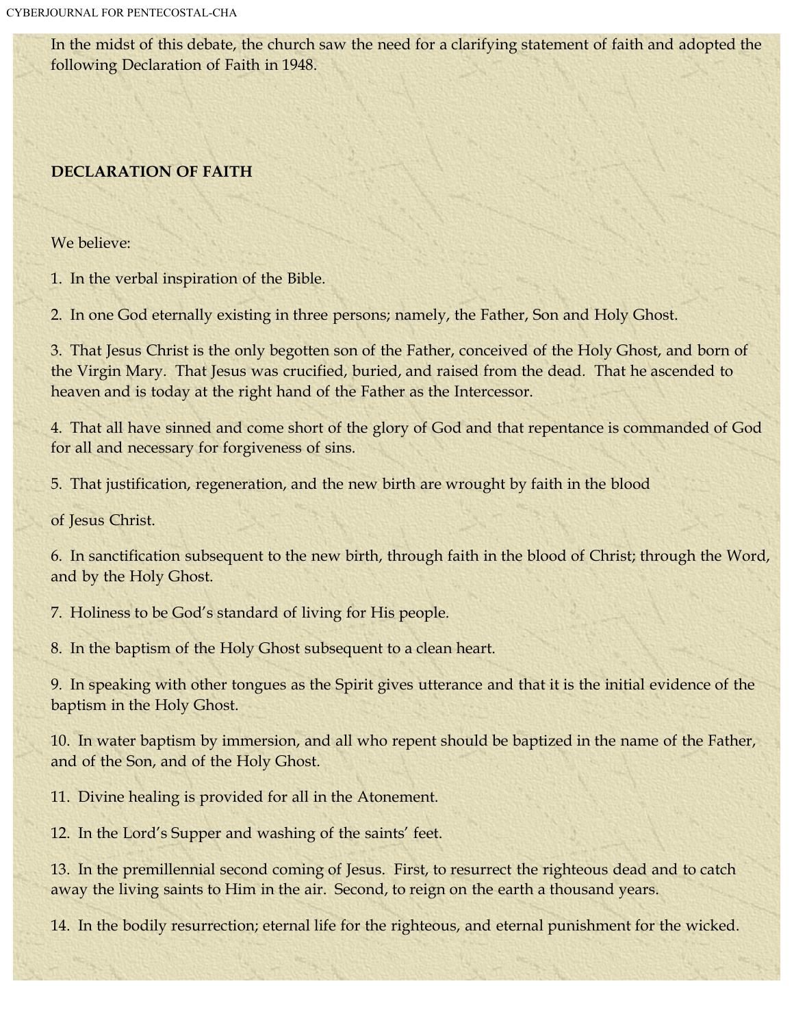In the midst of this debate, the church saw the need for a clarifying statement of faith and adopted the following Declaration of Faith in 1948.

**DECLARATION OF FAITH**

We believe:

1. In the verbal inspiration of the Bible.

2. In one God eternally existing in three persons; namely, the Father, Son and Holy Ghost.

3. That Jesus Christ is the only begotten son of the Father, conceived of the Holy Ghost, and born of the Virgin Mary. That Jesus was crucified, buried, and raised from the dead. That he ascended to heaven and is today at the right hand of the Father as the Intercessor.

4. That all have sinned and come short of the glory of God and that repentance is commanded of God for all and necessary for forgiveness of sins.

5. That justification, regeneration, and the new birth are wrought by faith in the blood of Jesus Christ.

6. In sanctification subsequent to the new birth, through faith in the blood of Christ; through the Word, and by the Holy Ghost.

7. Holiness to be God's standard of living for His people.

8. In the baptism of the Holy Ghost subsequent to a clean heart.

9. In speaking with other tongues as the Spirit gives utterance and that it is the initial evidence of the baptism in the Holy Ghost.

10. In water baptism by immersion, and all who repent should be baptized in the name of the Father, and of the Son, and of the Holy Ghost.

11. Divine healing is provided for all in the Atonement.

12. In the Lord's Supper and washing of the saints' feet.

13. In the premillennial second coming of Jesus. First, to resurrect the righteous dead and to catch away the living saints to Him in the air. Second, to reign on the earth a thousand years.

14. In the bodily resurrection; eternal life for the righteous, and eternal punishment for the wicked.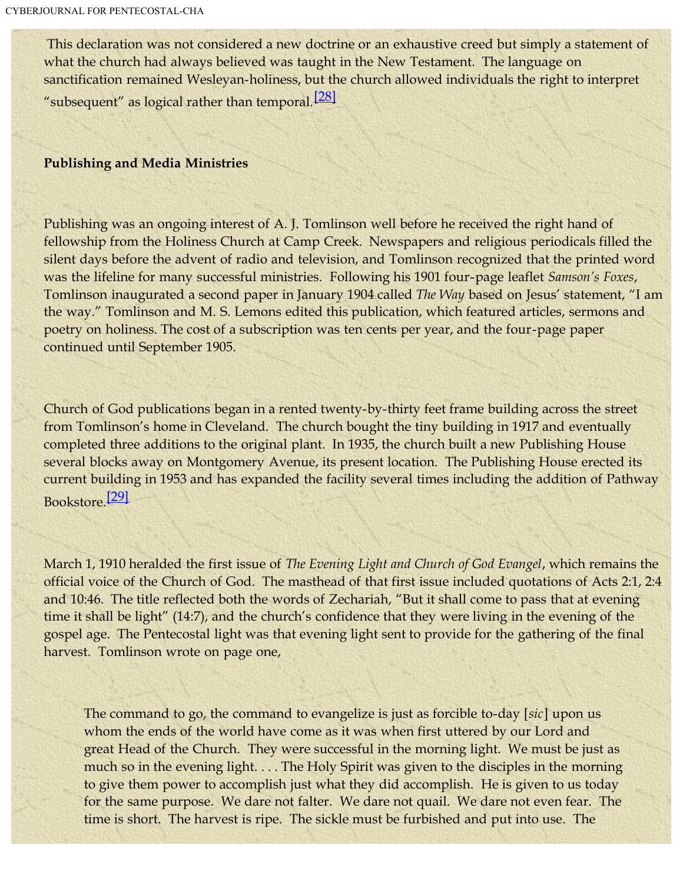This declaration was not considered a new doctrine or an exhaustive creed but simply a statement of what the church had always believed was taught in the New Testament. The language on sanctification remained Wesleyan-holiness, but the church allowed individuals the right to interpret "subsequent" as logical rather than temporal.[28]

**Publishing and Media Ministries**

Publishing was an ongoing interest of A. J. Tomlinson well before he received the right hand of fellowship from the Holiness Church at Camp Creek. Newspapers and religious periodicals filled the silent days before the advent of radio and television, and Tomlinson recognized that the printed word was the lifeline for many successful ministries. Following his 1901 four-page leaflet *Samson's Foxes*, Tomlinson inaugurated a second paper in January 1904 called *The Way* based on Jesus' statement, "I am the way." Tomlinson and M. S. Lemons edited this publication, which featured articles, sermons and poetry on holiness. The cost of a subscription was ten cents per year, and the four-page paper continued until September 1905.

Church of God publications began in a rented twenty-by-thirty feet frame building across the street from Tomlinson's home in Cleveland. The church bought the tiny building in 1917 and eventually completed three additions to the original plant. In 1935, the church built a new Publishing House several blocks away on Montgomery Avenue, its present location. The Publishing House erected its current building in 1953 and has expanded the facility several times including the addition of Pathway Bookstore.[29]

March 1, 1910 heralded the first issue of *The Evening Light and Church of God Evangel*, which remains the official voice of the Church of God. The masthead of that first issue included quotations of Acts 2:1, 2:4 and 10:46. The title reflected both the words of Zechariah, "But it shall come to pass that at evening time it shall be light" (14:7), and the church's confidence that they were living in the evening of the gospel age. The Pentecostal light was that evening light sent to provide for the gathering of the final harvest. Tomlinson wrote on page one,

> The command to go, the command to evangelize is just as forcible to-day [*sic*] upon us whom the ends of the world have come as it was when first uttered by our Lord and great Head of the Church. They were successful in the morning light. We must be just as much so in the evening light. . . . The Holy Spirit was given to the disciples in the morning to give them power to accomplish just what they did accomplish. He is given to us today for the same purpose. We dare not falter. We dare not quail. We dare not even fear. The time is short. The harvest is ripe. The sickle must be furbished and put into use. The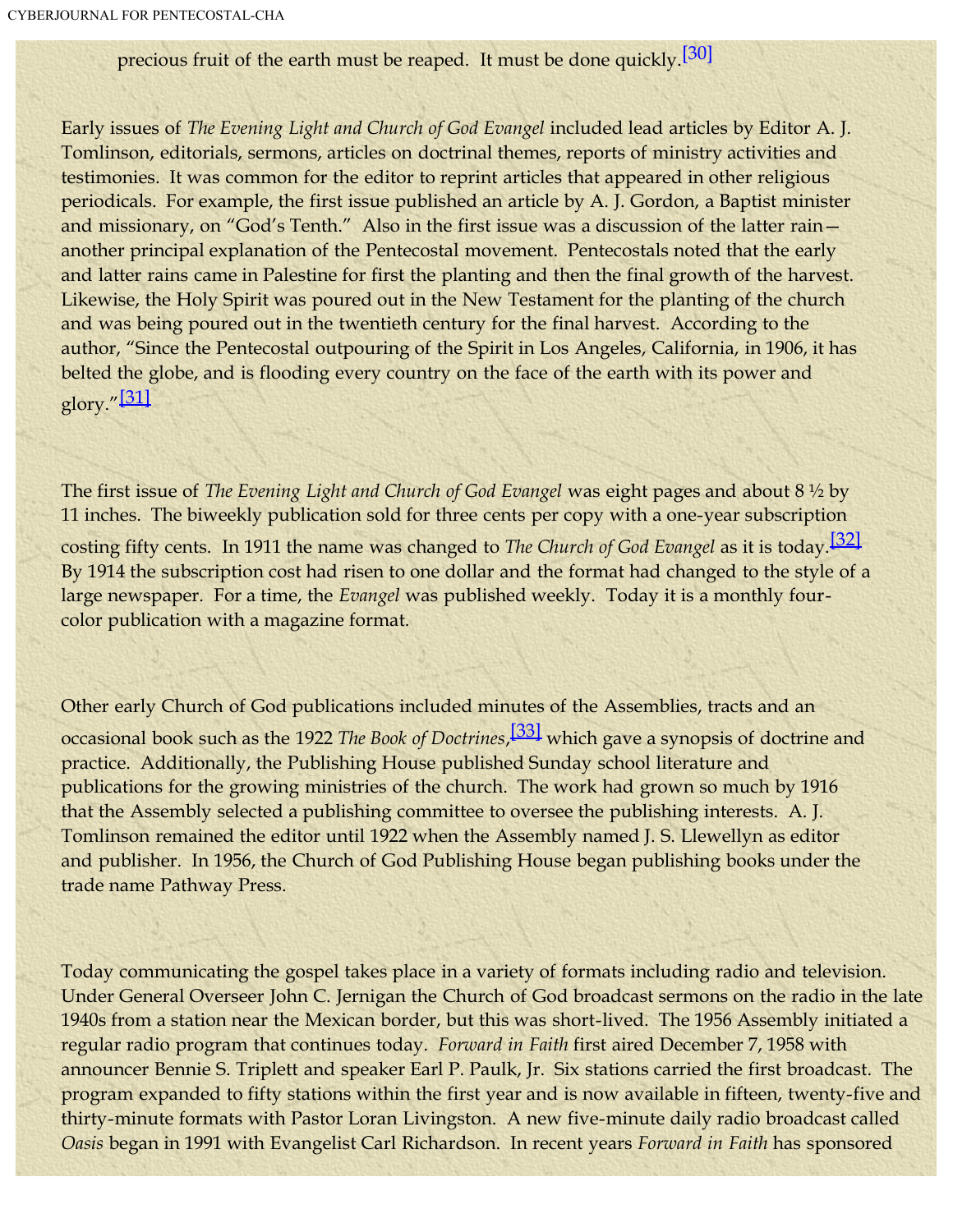precious fruit of the earth must be reaped. It must be done quickly.[30]

Early issues of *The Evening Light and Church of God Evangel* included lead articles by Editor A. J. Tomlinson, editorials, sermons, articles on doctrinal themes, reports of ministry activities and testimonies. It was common for the editor to reprint articles that appeared in other religious periodicals. For example, the first issue published an article by A. J. Gordon, a Baptist minister and missionary, on “God’s Tenth.” Also in the first issue was a discussion of the latter rain—another principal explanation of the Pentecostal movement. Pentecostals noted that the early and latter rains came in Palestine for first the planting and then the final growth of the harvest. Likewise, the Holy Spirit was poured out in the New Testament for the planting of the church and was being poured out in the twentieth century for the final harvest. According to the author, “Since the Pentecostal outpouring of the Spirit in Los Angeles, California, in 1906, it has belted the globe, and is flooding every country on the face of the earth with its power and glory.”[31]

The first issue of *The Evening Light and Church of God Evangel* was eight pages and about 8 ½ by 11 inches. The biweekly publication sold for three cents per copy with a one-year subscription costing fifty cents. In 1911 the name was changed to *The Church of God Evangel* as it is today.[32] By 1914 the subscription cost had risen to one dollar and the format had changed to the style of a large newspaper. For a time, the *Evangel* was published weekly. Today it is a monthly four-color publication with a magazine format.

Other early Church of God publications included minutes of the Assemblies, tracts and an occasional book such as the 1922 *The Book of Doctrines*,[33] which gave a synopsis of doctrine and practice. Additionally, the Publishing House published Sunday school literature and publications for the growing ministries of the church. The work had grown so much by 1916 that the Assembly selected a publishing committee to oversee the publishing interests. A. J. Tomlinson remained the editor until 1922 when the Assembly named J. S. Llewellyn as editor and publisher. In 1956, the Church of God Publishing House began publishing books under the trade name Pathway Press.

Today communicating the gospel takes place in a variety of formats including radio and television. Under General Overseer John C. Jernigan the Church of God broadcast sermons on the radio in the late 1940s from a station near the Mexican border, but this was short-lived. The 1956 Assembly initiated a regular radio program that continues today. *Forward in Faith* first aired December 7, 1958 with announcer Bennie S. Triplett and speaker Earl P. Paulk, Jr. Six stations carried the first broadcast. The program expanded to fifty stations within the first year and is now available in fifteen, twenty-five and thirty-minute formats with Pastor Loran Livingston. A new five-minute daily radio broadcast called *Oasis* began in 1991 with Evangelist Carl Richardson. In recent years *Forward in Faith* has sponsored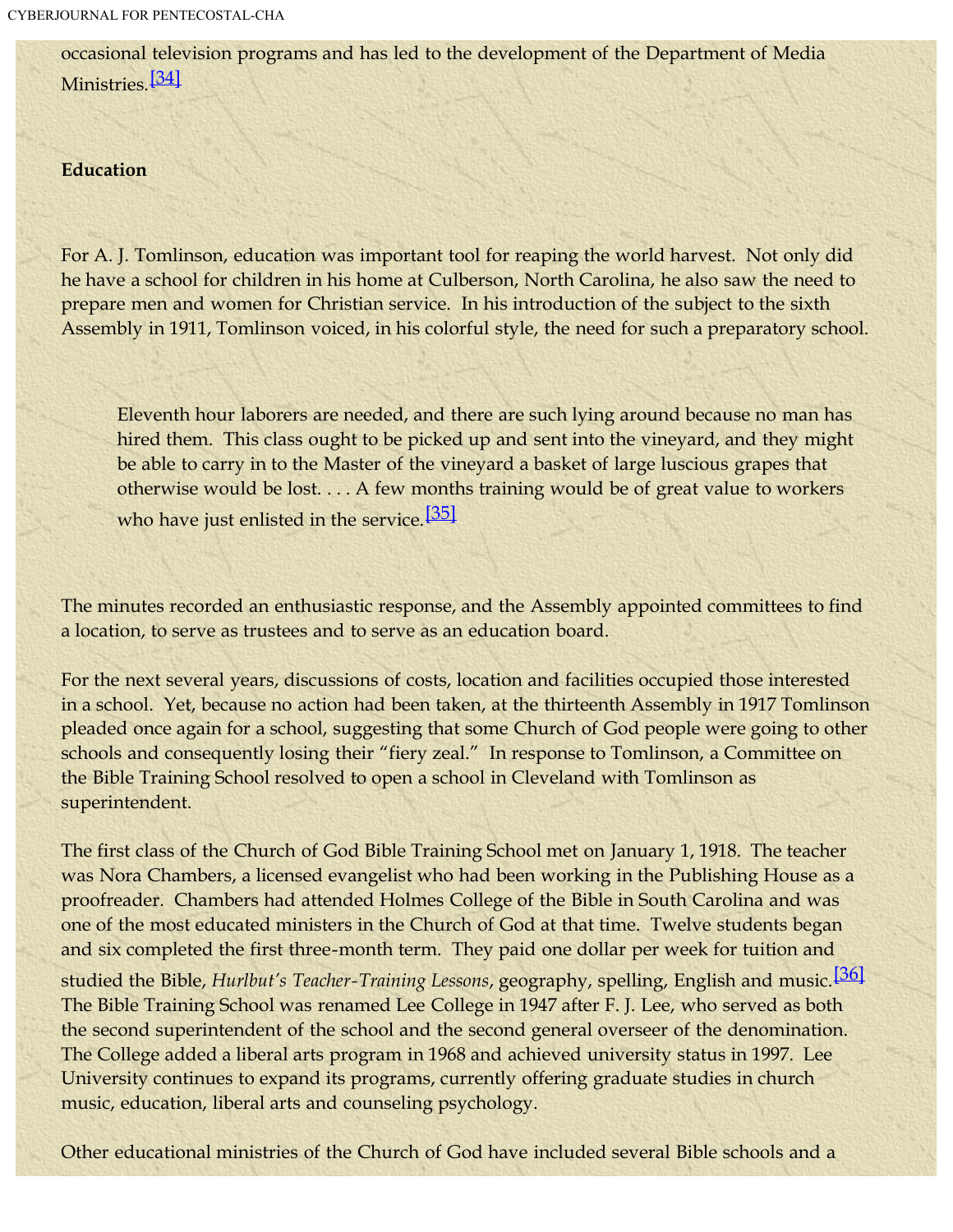occasional television programs and has led to the development of the Department of Media Ministries.[34]

**Education**

For A. J. Tomlinson, education was important tool for reaping the world harvest. Not only did he have a school for children in his home at Culberson, North Carolina, he also saw the need to prepare men and women for Christian service. In his introduction of the subject to the sixth Assembly in 1911, Tomlinson voiced, in his colorful style, the need for such a preparatory school.

> Eleventh hour laborers are needed, and there are such lying around because no man has hired them. This class ought to be picked up and sent into the vineyard, and they might be able to carry in to the Master of the vineyard a basket of large luscious grapes that otherwise would be lost. . . . A few months training would be of great value to workers who have just enlisted in the service.[35]

The minutes recorded an enthusiastic response, and the Assembly appointed committees to find a location, to serve as trustees and to serve as an education board.

For the next several years, discussions of costs, location and facilities occupied those interested in a school. Yet, because no action had been taken, at the thirteenth Assembly in 1917 Tomlinson pleaded once again for a school, suggesting that some Church of God people were going to other schools and consequently losing their "fiery zeal." In response to Tomlinson, a Committee on the Bible Training School resolved to open a school in Cleveland with Tomlinson as superintendent.

The first class of the Church of God Bible Training School met on January 1, 1918. The teacher was Nora Chambers, a licensed evangelist who had been working in the Publishing House as a proofreader. Chambers had attended Holmes College of the Bible in South Carolina and was one of the most educated ministers in the Church of God at that time. Twelve students began and six completed the first three-month term. They paid one dollar per week for tuition and studied the Bible, *Hurlbut's Teacher-Training Lessons*, geography, spelling, English and music.[36] The Bible Training School was renamed Lee College in 1947 after F. J. Lee, who served as both the second superintendent of the school and the second general overseer of the denomination. The College added a liberal arts program in 1968 and achieved university status in 1997. Lee University continues to expand its programs, currently offering graduate studies in church music, education, liberal arts and counseling psychology.

Other educational ministries of the Church of God have included several Bible schools and a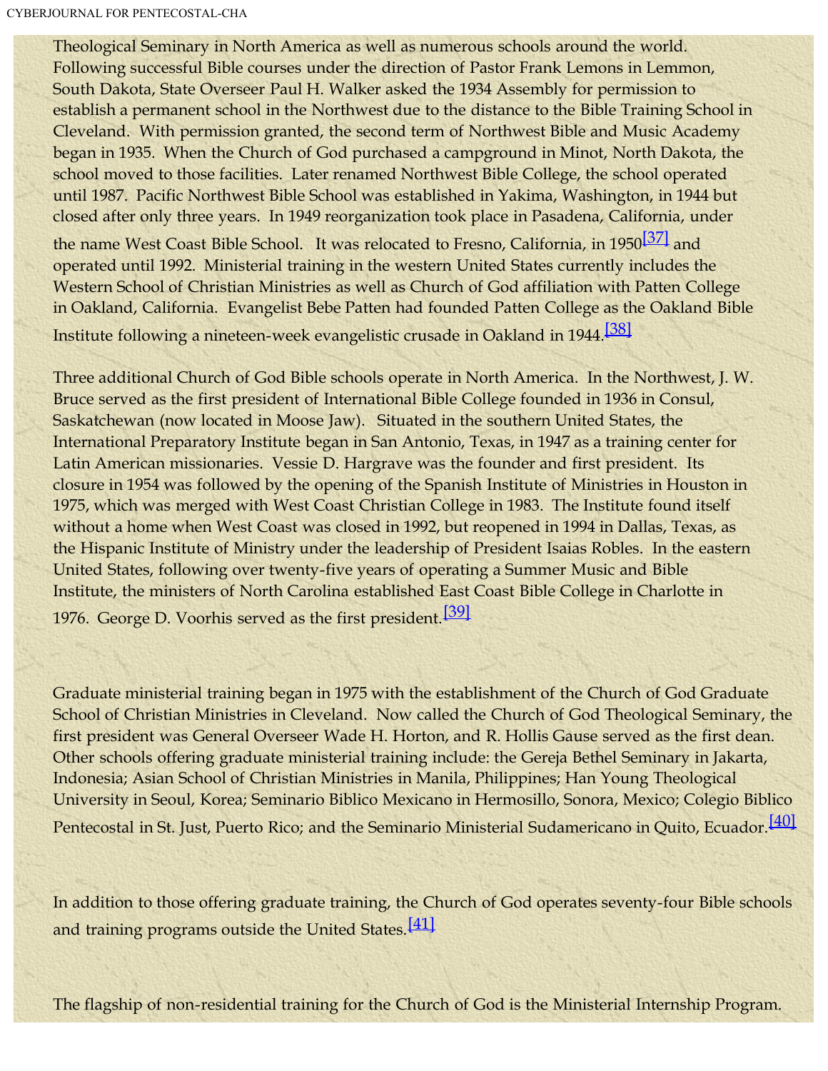Theological Seminary in North America as well as numerous schools around the world. Following successful Bible courses under the direction of Pastor Frank Lemons in Lemmon, South Dakota, State Overseer Paul H. Walker asked the 1934 Assembly for permission to establish a permanent school in the Northwest due to the distance to the Bible Training School in Cleveland. With permission granted, the second term of Northwest Bible and Music Academy began in 1935. When the Church of God purchased a campground in Minot, North Dakota, the school moved to those facilities. Later renamed Northwest Bible College, the school operated until 1987. Pacific Northwest Bible School was established in Yakima, Washington, in 1944 but closed after only three years. In 1949 reorganization took place in Pasadena, California, under the name West Coast Bible School. It was relocated to Fresno, California, in 1950[37] and operated until 1992. Ministerial training in the western United States currently includes the Western School of Christian Ministries as well as Church of God affiliation with Patten College in Oakland, California. Evangelist Bebe Patten had founded Patten College as the Oakland Bible Institute following a nineteen-week evangelistic crusade in Oakland in 1944.[38]

Three additional Church of God Bible schools operate in North America. In the Northwest, J. W. Bruce served as the first president of International Bible College founded in 1936 in Consul, Saskatchewan (now located in Moose Jaw). Situated in the southern United States, the International Preparatory Institute began in San Antonio, Texas, in 1947 as a training center for Latin American missionaries. Vessie D. Hargrave was the founder and first president. Its closure in 1954 was followed by the opening of the Spanish Institute of Ministries in Houston in 1975, which was merged with West Coast Christian College in 1983. The Institute found itself without a home when West Coast was closed in 1992, but reopened in 1994 in Dallas, Texas, as the Hispanic Institute of Ministry under the leadership of President Isaias Robles. In the eastern United States, following over twenty-five years of operating a Summer Music and Bible Institute, the ministers of North Carolina established East Coast Bible College in Charlotte in 1976. George D. Voorhis served as the first president.[39]

Graduate ministerial training began in 1975 with the establishment of the Church of God Graduate School of Christian Ministries in Cleveland. Now called the Church of God Theological Seminary, the first president was General Overseer Wade H. Horton, and R. Hollis Gause served as the first dean. Other schools offering graduate ministerial training include: the Gereja Bethel Seminary in Jakarta, Indonesia; Asian School of Christian Ministries in Manila, Philippines; Han Young Theological University in Seoul, Korea; Seminario Biblico Mexicano in Hermosillo, Sonora, Mexico; Colegio Biblico Pentecostal in St. Just, Puerto Rico; and the Seminario Ministerial Sudamericano in Quito, Ecuador.[40]

In addition to those offering graduate training, the Church of God operates seventy-four Bible schools and training programs outside the United States.[41]

The flagship of non-residential training for the Church of God is the Ministerial Internship Program.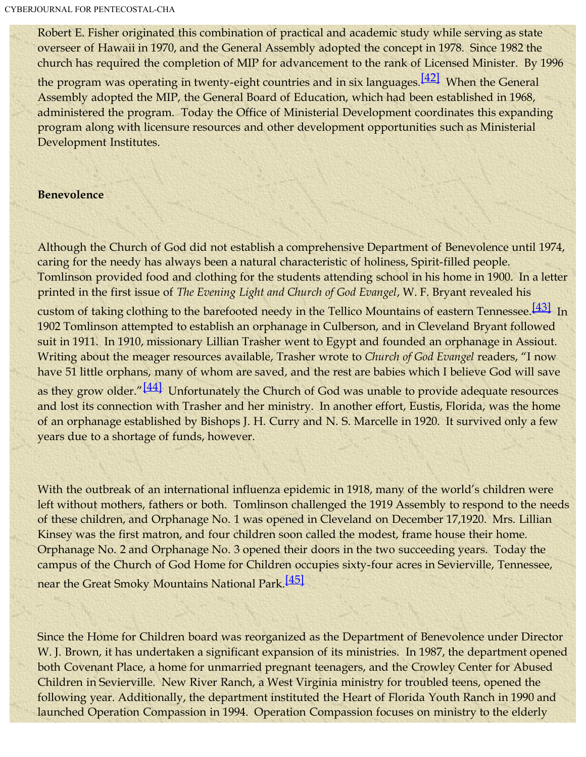Robert E. Fisher originated this combination of practical and academic study while serving as state overseer of Hawaii in 1970, and the General Assembly adopted the concept in 1978. Since 1982 the church has required the completion of MIP for advancement to the rank of Licensed Minister. By 1996 the program was operating in twenty-eight countries and in six languages.[42] When the General Assembly adopted the MIP, the General Board of Education, which had been established in 1968, administered the program. Today the Office of Ministerial Development coordinates this expanding program along with licensure resources and other development opportunities such as Ministerial Development Institutes.

**Benevolence**

Although the Church of God did not establish a comprehensive Department of Benevolence until 1974, caring for the needy has always been a natural characteristic of holiness, Spirit-filled people. Tomlinson provided food and clothing for the students attending school in his home in 1900. In a letter printed in the first issue of *The Evening Light and Church of God Evangel*, W. F. Bryant revealed his custom of taking clothing to the barefooted needy in the Tellico Mountains of eastern Tennessee.[43] In 1902 Tomlinson attempted to establish an orphanage in Culberson, and in Cleveland Bryant followed suit in 1911. In 1910, missionary Lillian Trasher went to Egypt and founded an orphanage in Assiout. Writing about the meager resources available, Trasher wrote to *Church of God Evangel* readers, "I now have 51 little orphans, many of whom are saved, and the rest are babies which I believe God will save as they grow older."[44] Unfortunately the Church of God was unable to provide adequate resources and lost its connection with Trasher and her ministry. In another effort, Eustis, Florida, was the home of an orphanage established by Bishops J. H. Curry and N. S. Marcelle in 1920. It survived only a few years due to a shortage of funds, however.

With the outbreak of an international influenza epidemic in 1918, many of the world's children were left without mothers, fathers or both. Tomlinson challenged the 1919 Assembly to respond to the needs of these children, and Orphanage No. 1 was opened in Cleveland on December 17,1920. Mrs. Lillian Kinsey was the first matron, and four children soon called the modest, frame house their home. Orphanage No. 2 and Orphanage No. 3 opened their doors in the two succeeding years. Today the campus of the Church of God Home for Children occupies sixty-four acres in Sevierville, Tennessee, near the Great Smoky Mountains National Park.[45]

Since the Home for Children board was reorganized as the Department of Benevolence under Director W. J. Brown, it has undertaken a significant expansion of its ministries. In 1987, the department opened both Covenant Place, a home for unmarried pregnant teenagers, and the Crowley Center for Abused Children in Sevierville. New River Ranch, a West Virginia ministry for troubled teens, opened the following year. Additionally, the department instituted the Heart of Florida Youth Ranch in 1990 and launched Operation Compassion in 1994. Operation Compassion focuses on ministry to the elderly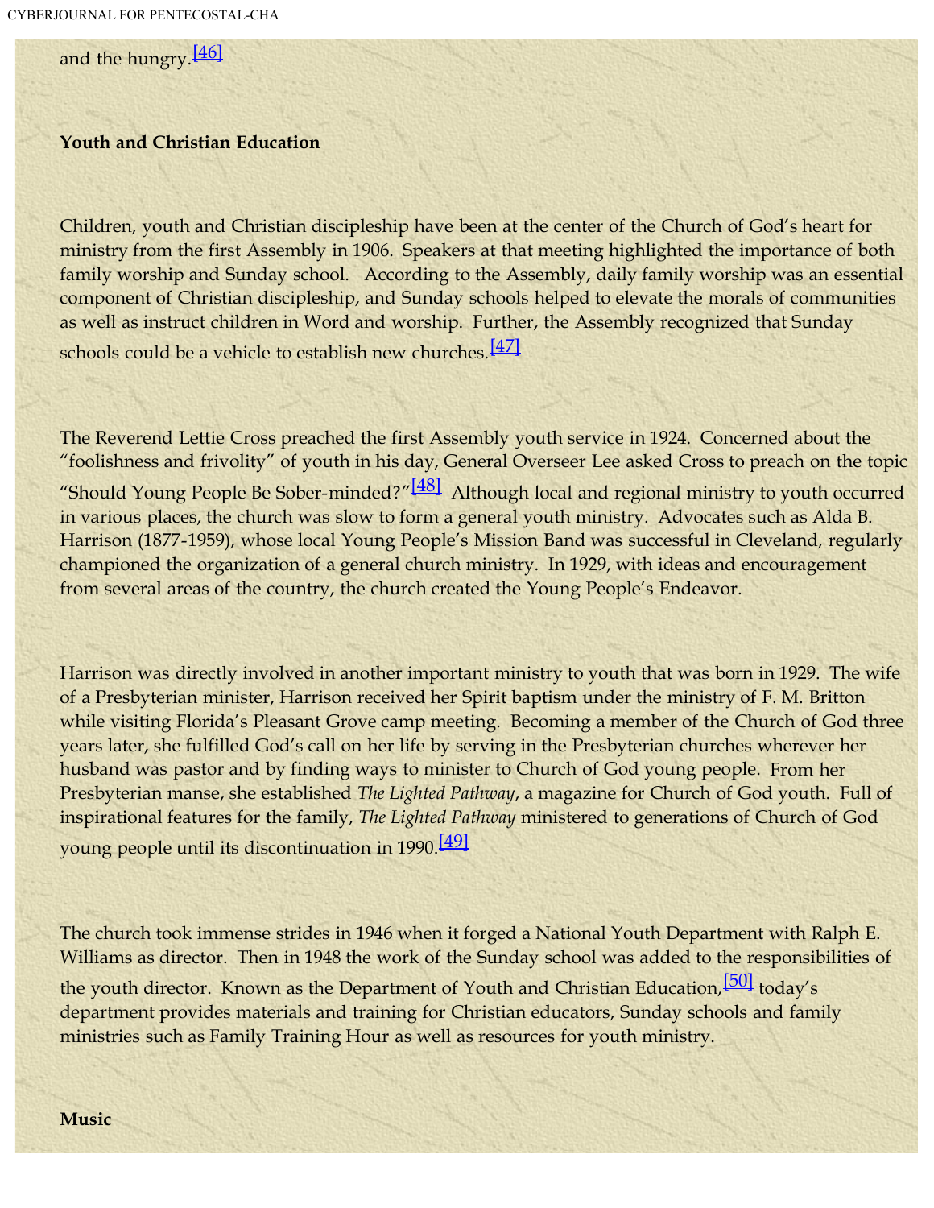and the hungry.[46]

**Youth and Christian Education**

Children, youth and Christian discipleship have been at the center of the Church of God's heart for ministry from the first Assembly in 1906. Speakers at that meeting highlighted the importance of both family worship and Sunday school. According to the Assembly, daily family worship was an essential component of Christian discipleship, and Sunday schools helped to elevate the morals of communities as well as instruct children in Word and worship. Further, the Assembly recognized that Sunday schools could be a vehicle to establish new churches.[47]

The Reverend Lettie Cross preached the first Assembly youth service in 1924. Concerned about the "foolishness and frivolity" of youth in his day, General Overseer Lee asked Cross to preach on the topic "Should Young People Be Sober-minded?"[48] Although local and regional ministry to youth occurred in various places, the church was slow to form a general youth ministry. Advocates such as Alda B. Harrison (1877-1959), whose local Young People's Mission Band was successful in Cleveland, regularly championed the organization of a general church ministry. In 1929, with ideas and encouragement from several areas of the country, the church created the Young People's Endeavor.

Harrison was directly involved in another important ministry to youth that was born in 1929. The wife of a Presbyterian minister, Harrison received her Spirit baptism under the ministry of F. M. Britton while visiting Florida's Pleasant Grove camp meeting. Becoming a member of the Church of God three years later, she fulfilled God's call on her life by serving in the Presbyterian churches wherever her husband was pastor and by finding ways to minister to Church of God young people. From her Presbyterian manse, she established *The Lighted Pathway*, a magazine for Church of God youth. Full of inspirational features for the family, *The Lighted Pathway* ministered to generations of Church of God young people until its discontinuation in 1990.[49]

The church took immense strides in 1946 when it forged a National Youth Department with Ralph E. Williams as director. Then in 1948 the work of the Sunday school was added to the responsibilities of the youth director. Known as the Department of Youth and Christian Education,[50] today's department provides materials and training for Christian educators, Sunday schools and family ministries such as Family Training Hour as well as resources for youth ministry.

**Music**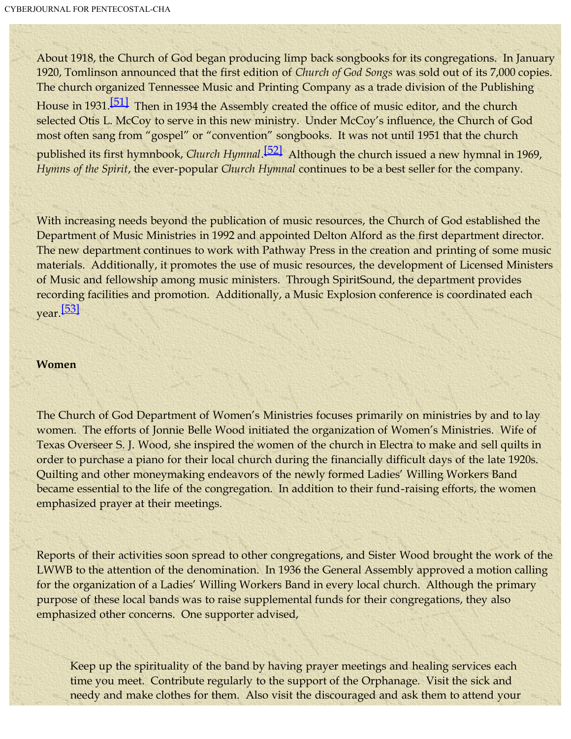About 1918, the Church of God began producing limp back songbooks for its congregations. In January 1920, Tomlinson announced that the first edition of *Church of God Songs* was sold out of its 7,000 copies. The church organized Tennessee Music and Printing Company as a trade division of the Publishing House in 1931.[51] Then in 1934 the Assembly created the office of music editor, and the church selected Otis L. McCoy to serve in this new ministry. Under McCoy's influence, the Church of God most often sang from "gospel" or "convention" songbooks. It was not until 1951 that the church published its first hymnbook, *Church Hymnal*.[52] Although the church issued a new hymnal in 1969, *Hymns of the Spirit*, the ever-popular *Church Hymnal* continues to be a best seller for the company.

With increasing needs beyond the publication of music resources, the Church of God established the Department of Music Ministries in 1992 and appointed Delton Alford as the first department director. The new department continues to work with Pathway Press in the creation and printing of some music materials. Additionally, it promotes the use of music resources, the development of Licensed Ministers of Music and fellowship among music ministers. Through SpiritSound, the department provides recording facilities and promotion. Additionally, a Music Explosion conference is coordinated each year.[53]

**Women**

The Church of God Department of Women's Ministries focuses primarily on ministries by and to lay women. The efforts of Jonnie Belle Wood initiated the organization of Women's Ministries. Wife of Texas Overseer S. J. Wood, she inspired the women of the church in Electra to make and sell quilts in order to purchase a piano for their local church during the financially difficult days of the late 1920s. Quilting and other moneymaking endeavors of the newly formed Ladies' Willing Workers Band became essential to the life of the congregation. In addition to their fund-raising efforts, the women emphasized prayer at their meetings.

Reports of their activities soon spread to other congregations, and Sister Wood brought the work of the LWWB to the attention of the denomination. In 1936 the General Assembly approved a motion calling for the organization of a Ladies' Willing Workers Band in every local church. Although the primary purpose of these local bands was to raise supplemental funds for their congregations, they also emphasized other concerns. One supporter advised,

> Keep up the spirituality of the band by having prayer meetings and healing services each time you meet. Contribute regularly to the support of the Orphanage. Visit the sick and needy and make clothes for them. Also visit the discouraged and ask them to attend your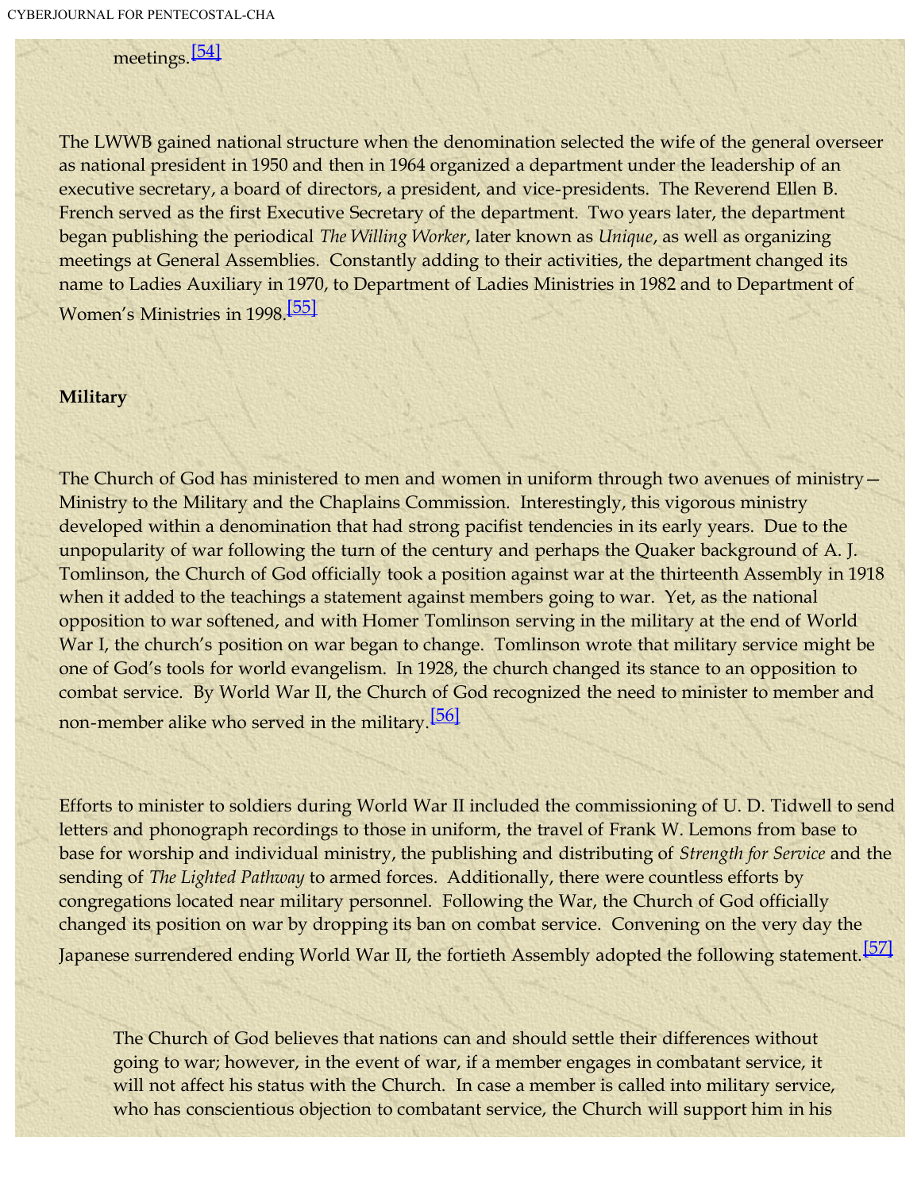meetings.[54]

The LWWB gained national structure when the denomination selected the wife of the general overseer as national president in 1950 and then in 1964 organized a department under the leadership of an executive secretary, a board of directors, a president, and vice-presidents. The Reverend Ellen B. French served as the first Executive Secretary of the department. Two years later, the department began publishing the periodical *The Willing Worker*, later known as *Unique*, as well as organizing meetings at General Assemblies. Constantly adding to their activities, the department changed its name to Ladies Auxiliary in 1970, to Department of Ladies Ministries in 1982 and to Department of Women's Ministries in 1998.[55]

**Military**

The Church of God has ministered to men and women in uniform through two avenues of ministry—Ministry to the Military and the Chaplains Commission. Interestingly, this vigorous ministry developed within a denomination that had strong pacifist tendencies in its early years. Due to the unpopularity of war following the turn of the century and perhaps the Quaker background of A. J. Tomlinson, the Church of God officially took a position against war at the thirteenth Assembly in 1918 when it added to the teachings a statement against members going to war. Yet, as the national opposition to war softened, and with Homer Tomlinson serving in the military at the end of World War I, the church's position on war began to change. Tomlinson wrote that military service might be one of God's tools for world evangelism. In 1928, the church changed its stance to an opposition to combat service. By World War II, the Church of God recognized the need to minister to member and non-member alike who served in the military.[56]

Efforts to minister to soldiers during World War II included the commissioning of U. D. Tidwell to send letters and phonograph recordings to those in uniform, the travel of Frank W. Lemons from base to base for worship and individual ministry, the publishing and distributing of *Strength for Service* and the sending of *The Lighted Pathway* to armed forces. Additionally, there were countless efforts by congregations located near military personnel. Following the War, the Church of God officially changed its position on war by dropping its ban on combat service. Convening on the very day the Japanese surrendered ending World War II, the fortieth Assembly adopted the following statement.[57]

> The Church of God believes that nations can and should settle their differences without going to war; however, in the event of war, if a member engages in combatant service, it will not affect his status with the Church. In case a member is called into military service, who has conscientious objection to combatant service, the Church will support him in his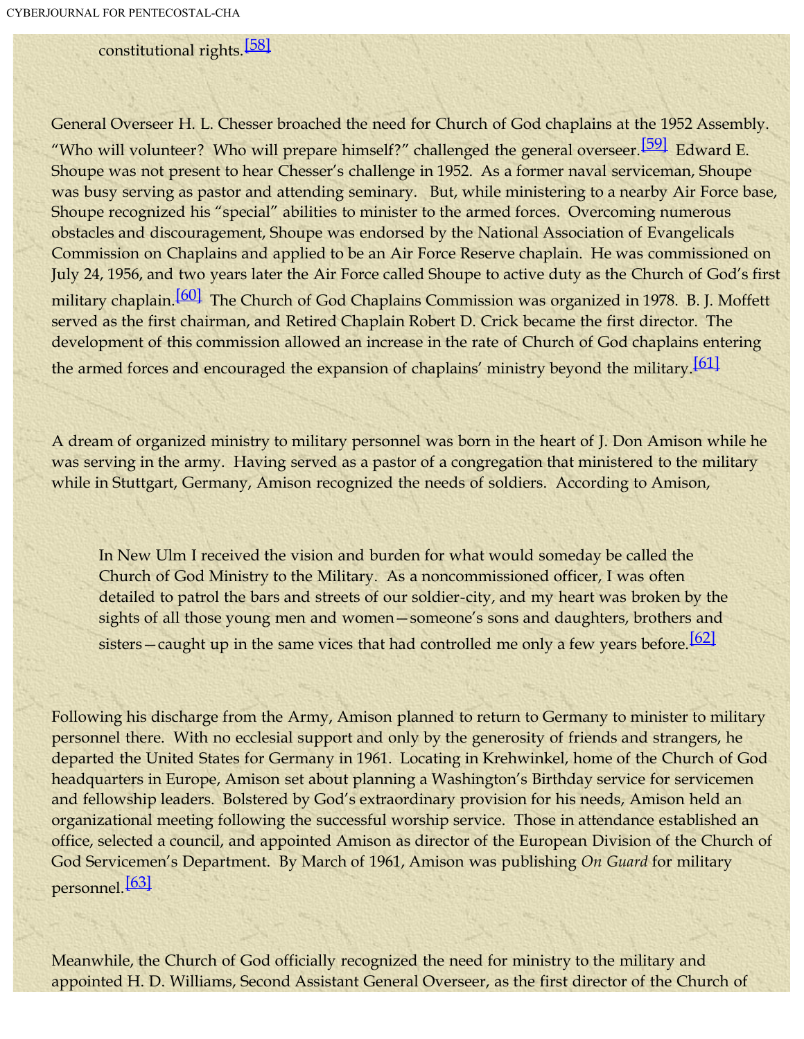constitutional rights.[58]

General Overseer H. L. Chesser broached the need for Church of God chaplains at the 1952 Assembly. "Who will volunteer? Who will prepare himself?" challenged the general overseer.[59] Edward E. Shoupe was not present to hear Chesser's challenge in 1952. As a former naval serviceman, Shoupe was busy serving as pastor and attending seminary. But, while ministering to a nearby Air Force base, Shoupe recognized his "special" abilities to minister to the armed forces. Overcoming numerous obstacles and discouragement, Shoupe was endorsed by the National Association of Evangelicals Commission on Chaplains and applied to be an Air Force Reserve chaplain. He was commissioned on July 24, 1956, and two years later the Air Force called Shoupe to active duty as the Church of God's first military chaplain.[60] The Church of God Chaplains Commission was organized in 1978. B. J. Moffett served as the first chairman, and Retired Chaplain Robert D. Crick became the first director. The development of this commission allowed an increase in the rate of Church of God chaplains entering the armed forces and encouraged the expansion of chaplains' ministry beyond the military.[61]

A dream of organized ministry to military personnel was born in the heart of J. Don Amison while he was serving in the army. Having served as a pastor of a congregation that ministered to the military while in Stuttgart, Germany, Amison recognized the needs of soldiers. According to Amison,

> In New Ulm I received the vision and burden for what would someday be called the Church of God Ministry to the Military. As a noncommissioned officer, I was often detailed to patrol the bars and streets of our soldier-city, and my heart was broken by the sights of all those young men and women—someone's sons and daughters, brothers and sisters—caught up in the same vices that had controlled me only a few years before.[62]

Following his discharge from the Army, Amison planned to return to Germany to minister to military personnel there. With no ecclesial support and only by the generosity of friends and strangers, he departed the United States for Germany in 1961. Locating in Krehwinkel, home of the Church of God headquarters in Europe, Amison set about planning a Washington's Birthday service for servicemen and fellowship leaders. Bolstered by God's extraordinary provision for his needs, Amison held an organizational meeting following the successful worship service. Those in attendance established an office, selected a council, and appointed Amison as director of the European Division of the Church of God Servicemen's Department. By March of 1961, Amison was publishing *On Guard* for military personnel.[63]

Meanwhile, the Church of God officially recognized the need for ministry to the military and appointed H. D. Williams, Second Assistant General Overseer, as the first director of the Church of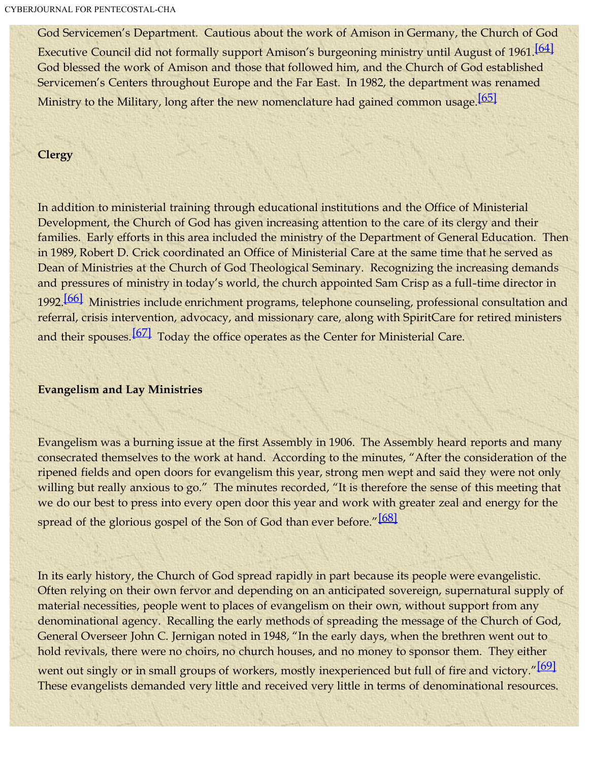God Servicemen's Department. Cautious about the work of Amison in Germany, the Church of God Executive Council did not formally support Amison's burgeoning ministry until August of 1961.[64] God blessed the work of Amison and those that followed him, and the Church of God established Servicemen's Centers throughout Europe and the Far East. In 1982, the department was renamed Ministry to the Military, long after the new nomenclature had gained common usage.[65]

**Clergy**

In addition to ministerial training through educational institutions and the Office of Ministerial Development, the Church of God has given increasing attention to the care of its clergy and their families. Early efforts in this area included the ministry of the Department of General Education. Then in 1989, Robert D. Crick coordinated an Office of Ministerial Care at the same time that he served as Dean of Ministries at the Church of God Theological Seminary. Recognizing the increasing demands and pressures of ministry in today's world, the church appointed Sam Crisp as a full-time director in 1992.[66] Ministries include enrichment programs, telephone counseling, professional consultation and referral, crisis intervention, advocacy, and missionary care, along with SpiritCare for retired ministers and their spouses.[67] Today the office operates as the Center for Ministerial Care.

**Evangelism and Lay Ministries**

Evangelism was a burning issue at the first Assembly in 1906. The Assembly heard reports and many consecrated themselves to the work at hand. According to the minutes, "After the consideration of the ripened fields and open doors for evangelism this year, strong men wept and said they were not only willing but really anxious to go." The minutes recorded, "It is therefore the sense of this meeting that we do our best to press into every open door this year and work with greater zeal and energy for the spread of the glorious gospel of the Son of God than ever before."[68]

In its early history, the Church of God spread rapidly in part because its people were evangelistic. Often relying on their own fervor and depending on an anticipated sovereign, supernatural supply of material necessities, people went to places of evangelism on their own, without support from any denominational agency. Recalling the early methods of spreading the message of the Church of God, General Overseer John C. Jernigan noted in 1948, "In the early days, when the brethren went out to hold revivals, there were no choirs, no church houses, and no money to sponsor them. They either went out singly or in small groups of workers, mostly inexperienced but full of fire and victory."[69] These evangelists demanded very little and received very little in terms of denominational resources.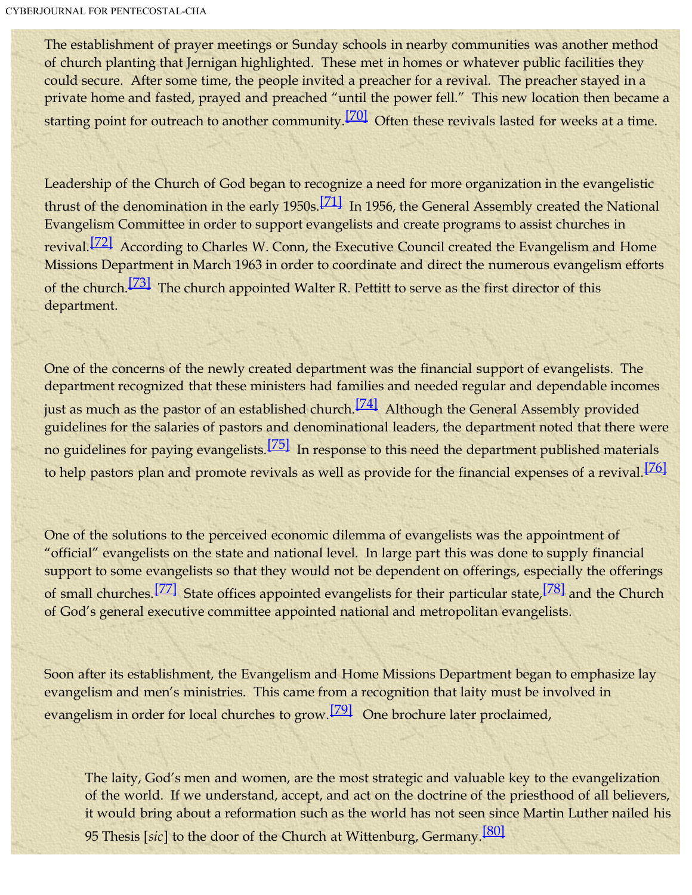The establishment of prayer meetings or Sunday schools in nearby communities was another method of church planting that Jernigan highlighted. These met in homes or whatever public facilities they could secure. After some time, the people invited a preacher for a revival. The preacher stayed in a private home and fasted, prayed and preached "until the power fell." This new location then became a starting point for outreach to another community.[70] Often these revivals lasted for weeks at a time.

Leadership of the Church of God began to recognize a need for more organization in the evangelistic thrust of the denomination in the early 1950s.[71] In 1956, the General Assembly created the National Evangelism Committee in order to support evangelists and create programs to assist churches in revival.[72] According to Charles W. Conn, the Executive Council created the Evangelism and Home Missions Department in March 1963 in order to coordinate and direct the numerous evangelism efforts of the church.[73] The church appointed Walter R. Pettitt to serve as the first director of this department.

One of the concerns of the newly created department was the financial support of evangelists. The department recognized that these ministers had families and needed regular and dependable incomes just as much as the pastor of an established church.[74] Although the General Assembly provided guidelines for the salaries of pastors and denominational leaders, the department noted that there were no guidelines for paying evangelists.[75] In response to this need the department published materials to help pastors plan and promote revivals as well as provide for the financial expenses of a revival.[76]

One of the solutions to the perceived economic dilemma of evangelists was the appointment of "official" evangelists on the state and national level. In large part this was done to supply financial support to some evangelists so that they would not be dependent on offerings, especially the offerings of small churches.[77] State offices appointed evangelists for their particular state,[78] and the Church of God's general executive committee appointed national and metropolitan evangelists.

Soon after its establishment, the Evangelism and Home Missions Department began to emphasize lay evangelism and men's ministries. This came from a recognition that laity must be involved in evangelism in order for local churches to grow.[79] One brochure later proclaimed,

> The laity, God's men and women, are the most strategic and valuable key to the evangelization of the world. If we understand, accept, and act on the doctrine of the priesthood of all believers, it would bring about a reformation such as the world has not seen since Martin Luther nailed his 95 Thesis [*sic*] to the door of the Church at Wittenburg, Germany.[80]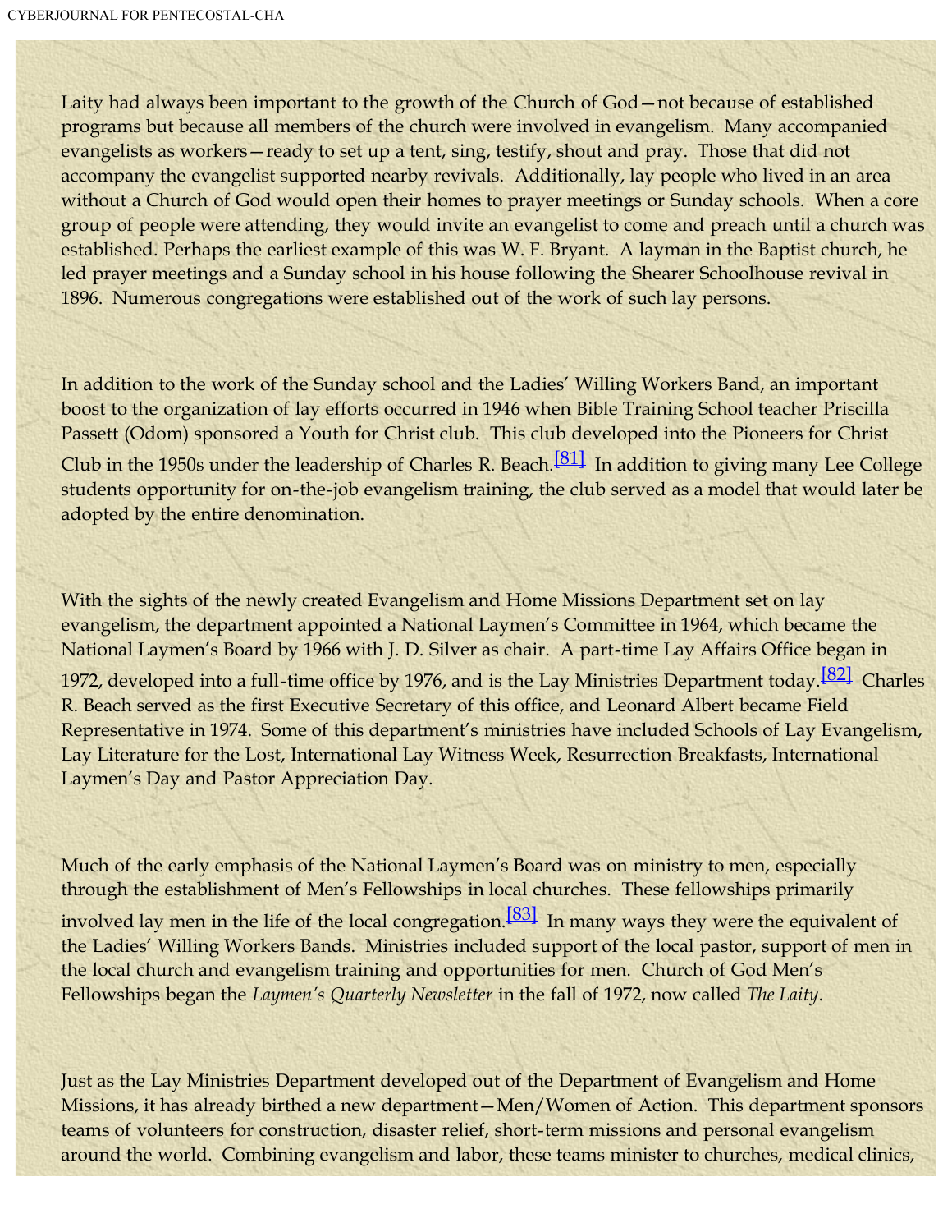Laity had always been important to the growth of the Church of God—not because of established programs but because all members of the church were involved in evangelism. Many accompanied evangelists as workers—ready to set up a tent, sing, testify, shout and pray. Those that did not accompany the evangelist supported nearby revivals. Additionally, lay people who lived in an area without a Church of God would open their homes to prayer meetings or Sunday schools. When a core group of people were attending, they would invite an evangelist to come and preach until a church was established. Perhaps the earliest example of this was W. F. Bryant. A layman in the Baptist church, he led prayer meetings and a Sunday school in his house following the Shearer Schoolhouse revival in 1896. Numerous congregations were established out of the work of such lay persons.

In addition to the work of the Sunday school and the Ladies' Willing Workers Band, an important boost to the organization of lay efforts occurred in 1946 when Bible Training School teacher Priscilla Passett (Odom) sponsored a Youth for Christ club. This club developed into the Pioneers for Christ Club in the 1950s under the leadership of Charles R. Beach.[81] In addition to giving many Lee College students opportunity for on-the-job evangelism training, the club served as a model that would later be adopted by the entire denomination.

With the sights of the newly created Evangelism and Home Missions Department set on lay evangelism, the department appointed a National Laymen's Committee in 1964, which became the National Laymen's Board by 1966 with J. D. Silver as chair. A part-time Lay Affairs Office began in 1972, developed into a full-time office by 1976, and is the Lay Ministries Department today.[82] Charles R. Beach served as the first Executive Secretary of this office, and Leonard Albert became Field Representative in 1974. Some of this department's ministries have included Schools of Lay Evangelism, Lay Literature for the Lost, International Lay Witness Week, Resurrection Breakfasts, International Laymen's Day and Pastor Appreciation Day.

Much of the early emphasis of the National Laymen's Board was on ministry to men, especially through the establishment of Men's Fellowships in local churches. These fellowships primarily involved lay men in the life of the local congregation.[83] In many ways they were the equivalent of the Ladies' Willing Workers Bands. Ministries included support of the local pastor, support of men in the local church and evangelism training and opportunities for men. Church of God Men's Fellowships began the *Laymen's Quarterly Newsletter* in the fall of 1972, now called *The Laity*.

Just as the Lay Ministries Department developed out of the Department of Evangelism and Home Missions, it has already birthed a new department—Men/Women of Action. This department sponsors teams of volunteers for construction, disaster relief, short-term missions and personal evangelism around the world. Combining evangelism and labor, these teams minister to churches, medical clinics,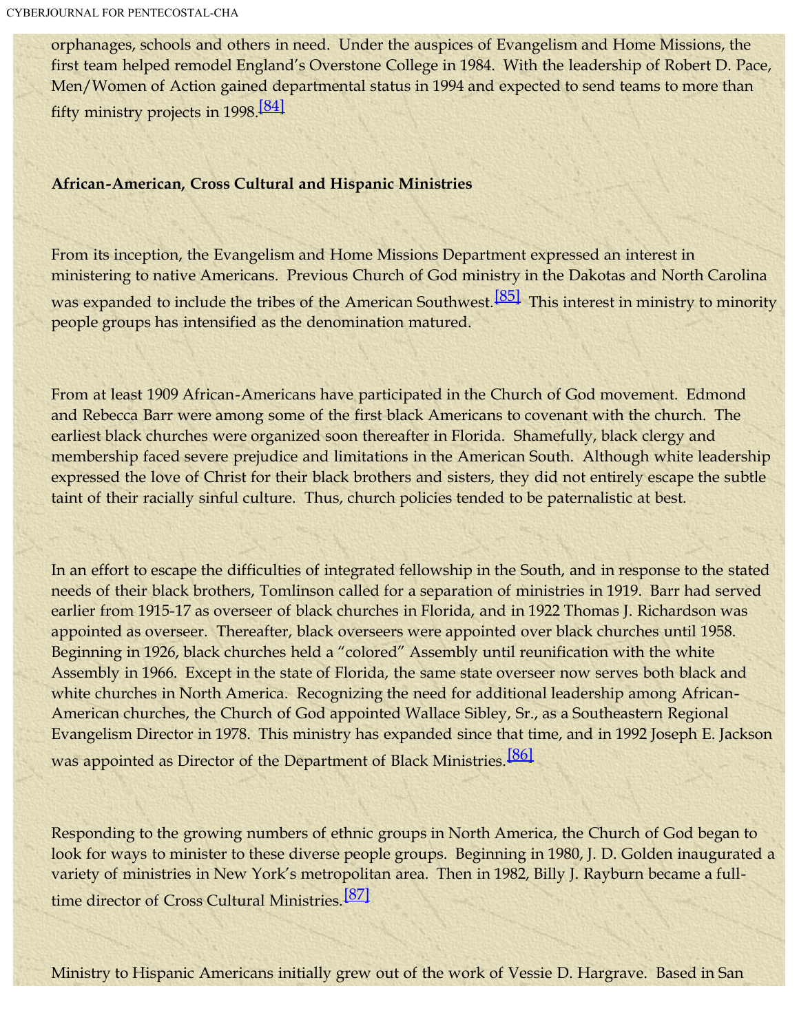orphanages, schools and others in need. Under the auspices of Evangelism and Home Missions, the first team helped remodel England's Overstone College in 1984. With the leadership of Robert D. Pace, Men/Women of Action gained departmental status in 1994 and expected to send teams to more than fifty ministry projects in 1998.[84]

**African-American, Cross Cultural and Hispanic Ministries**

From its inception, the Evangelism and Home Missions Department expressed an interest in ministering to native Americans. Previous Church of God ministry in the Dakotas and North Carolina was expanded to include the tribes of the American Southwest.[85] This interest in ministry to minority people groups has intensified as the denomination matured.

From at least 1909 African-Americans have participated in the Church of God movement. Edmond and Rebecca Barr were among some of the first black Americans to covenant with the church. The earliest black churches were organized soon thereafter in Florida. Shamefully, black clergy and membership faced severe prejudice and limitations in the American South. Although white leadership expressed the love of Christ for their black brothers and sisters, they did not entirely escape the subtle taint of their racially sinful culture. Thus, church policies tended to be paternalistic at best.

In an effort to escape the difficulties of integrated fellowship in the South, and in response to the stated needs of their black brothers, Tomlinson called for a separation of ministries in 1919. Barr had served earlier from 1915-17 as overseer of black churches in Florida, and in 1922 Thomas J. Richardson was appointed as overseer. Thereafter, black overseers were appointed over black churches until 1958. Beginning in 1926, black churches held a "colored" Assembly until reunification with the white Assembly in 1966. Except in the state of Florida, the same state overseer now serves both black and white churches in North America. Recognizing the need for additional leadership among African-American churches, the Church of God appointed Wallace Sibley, Sr., as a Southeastern Regional Evangelism Director in 1978. This ministry has expanded since that time, and in 1992 Joseph E. Jackson was appointed as Director of the Department of Black Ministries.[86]

Responding to the growing numbers of ethnic groups in North America, the Church of God began to look for ways to minister to these diverse people groups. Beginning in 1980, J. D. Golden inaugurated a variety of ministries in New York's metropolitan area. Then in 1982, Billy J. Rayburn became a full-time director of Cross Cultural Ministries.[87]

Ministry to Hispanic Americans initially grew out of the work of Vessie D. Hargrave. Based in San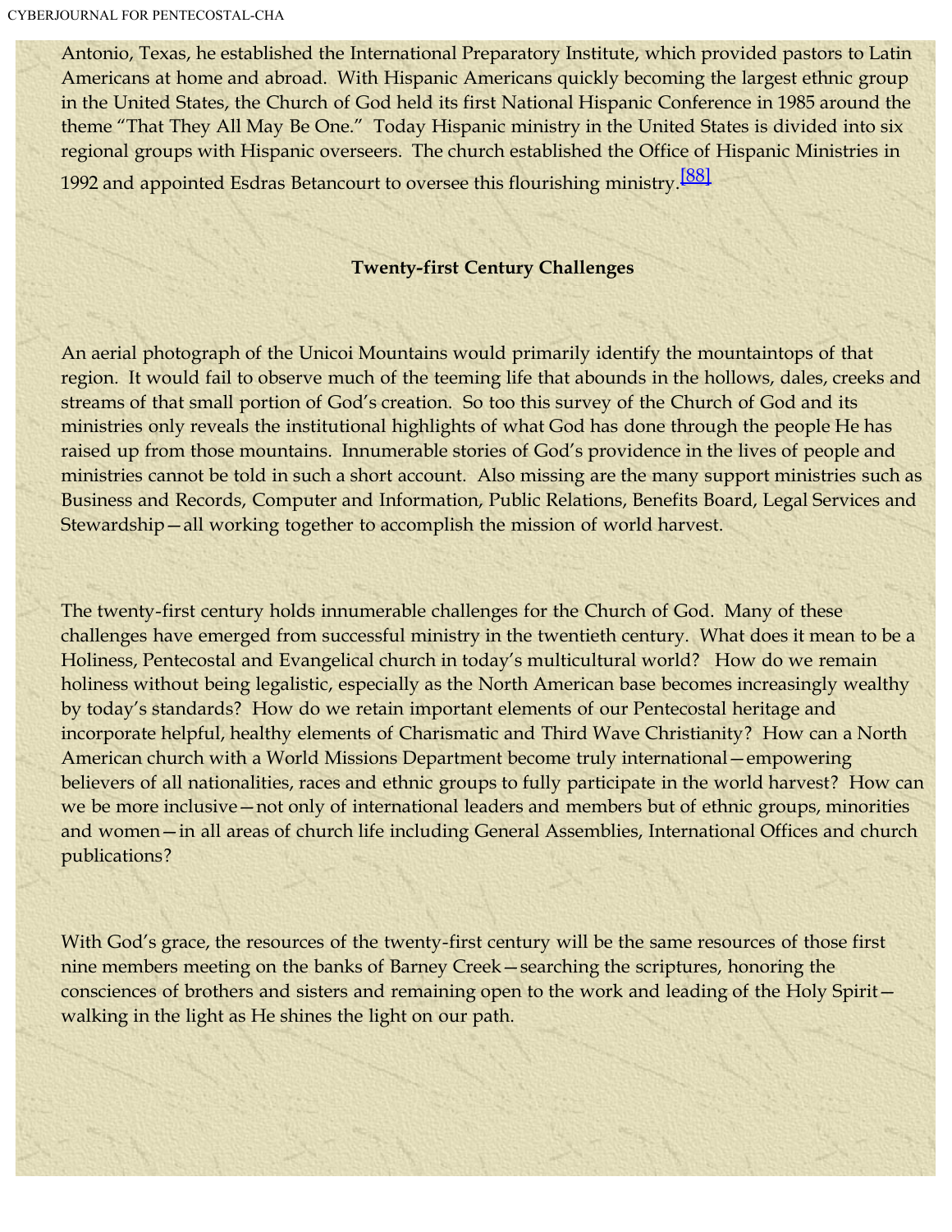Antonio, Texas, he established the International Preparatory Institute, which provided pastors to Latin Americans at home and abroad. With Hispanic Americans quickly becoming the largest ethnic group in the United States, the Church of God held its first National Hispanic Conference in 1985 around the theme "That They All May Be One." Today Hispanic ministry in the United States is divided into six regional groups with Hispanic overseers. The church established the Office of Hispanic Ministries in 1992 and appointed Esdras Betancourt to oversee this flourishing ministry.[88]

## Twenty-first Century Challenges

An aerial photograph of the Unicoi Mountains would primarily identify the mountaintops of that region. It would fail to observe much of the teeming life that abounds in the hollows, dales, creeks and streams of that small portion of God's creation. So too this survey of the Church of God and its ministries only reveals the institutional highlights of what God has done through the people He has raised up from those mountains. Innumerable stories of God's providence in the lives of people and ministries cannot be told in such a short account. Also missing are the many support ministries such as Business and Records, Computer and Information, Public Relations, Benefits Board, Legal Services and Stewardship—all working together to accomplish the mission of world harvest.

The twenty-first century holds innumerable challenges for the Church of God. Many of these challenges have emerged from successful ministry in the twentieth century. What does it mean to be a Holiness, Pentecostal and Evangelical church in today's multicultural world? How do we remain holiness without being legalistic, especially as the North American base becomes increasingly wealthy by today's standards? How do we retain important elements of our Pentecostal heritage and incorporate helpful, healthy elements of Charismatic and Third Wave Christianity? How can a North American church with a World Missions Department become truly international—empowering believers of all nationalities, races and ethnic groups to fully participate in the world harvest? How can we be more inclusive—not only of international leaders and members but of ethnic groups, minorities and women—in all areas of church life including General Assemblies, International Offices and church publications?

With God's grace, the resources of the twenty-first century will be the same resources of those first nine members meeting on the banks of Barney Creek—searching the scriptures, honoring the consciences of brothers and sisters and remaining open to the work and leading of the Holy Spirit—walking in the light as He shines the light on our path.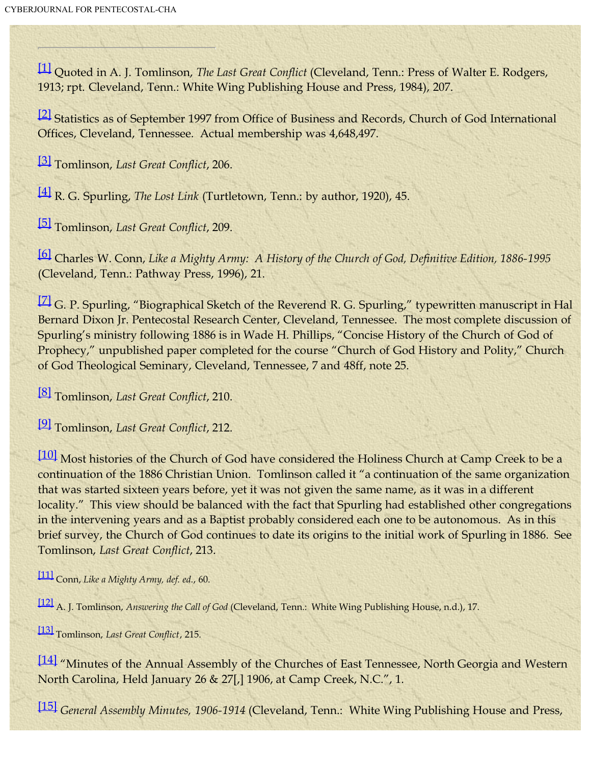---

[1] Quoted in A. J. Tomlinson, *The Last Great Conflict* (Cleveland, Tenn.: Press of Walter E. Rodgers, 1913; rpt. Cleveland, Tenn.: White Wing Publishing House and Press, 1984), 207.

[2] Statistics as of September 1997 from Office of Business and Records, Church of God International Offices, Cleveland, Tennessee. Actual membership was 4,648,497.

[3] Tomlinson, *Last Great Conflict*, 206.

[4] R. G. Spurling, *The Lost Link* (Turtletown, Tenn.: by author, 1920), 45.

[5] Tomlinson, *Last Great Conflict*, 209.

[6] Charles W. Conn, *Like a Mighty Army: A History of the Church of God, Definitive Edition, 1886-1995* (Cleveland, Tenn.: Pathway Press, 1996), 21.

[7] G. P. Spurling, "Biographical Sketch of the Reverend R. G. Spurling," typewritten manuscript in Hal Bernard Dixon Jr. Pentecostal Research Center, Cleveland, Tennessee. The most complete discussion of Spurling's ministry following 1886 is in Wade H. Phillips, "Concise History of the Church of God of Prophecy," unpublished paper completed for the course "Church of God History and Polity," Church of God Theological Seminary, Cleveland, Tennessee, 7 and 48ff, note 25.

[8] Tomlinson, *Last Great Conflict*, 210.

[9] Tomlinson, *Last Great Conflict*, 212.

[10] Most histories of the Church of God have considered the Holiness Church at Camp Creek to be a continuation of the 1886 Christian Union. Tomlinson called it "a continuation of the same organization that was started sixteen years before, yet it was not given the same name, as it was in a different locality." This view should be balanced with the fact that Spurling had established other congregations in the intervening years and as a Baptist probably considered each one to be autonomous. As in this brief survey, the Church of God continues to date its origins to the initial work of Spurling in 1886. See Tomlinson, *Last Great Conflict*, 213.

[11] Conn, *Like a Mighty Army, def. ed.*, 60.

[12] A. J. Tomlinson, *Answering the Call of God* (Cleveland, Tenn.: White Wing Publishing House, n.d.), 17.

[13] Tomlinson, *Last Great Conflict*, 215.

[14] "Minutes of the Annual Assembly of the Churches of East Tennessee, North Georgia and Western North Carolina, Held January 26 & 27[,] 1906, at Camp Creek, N.C.", 1.

[15] *General Assembly Minutes, 1906-1914* (Cleveland, Tenn.: White Wing Publishing House and Press,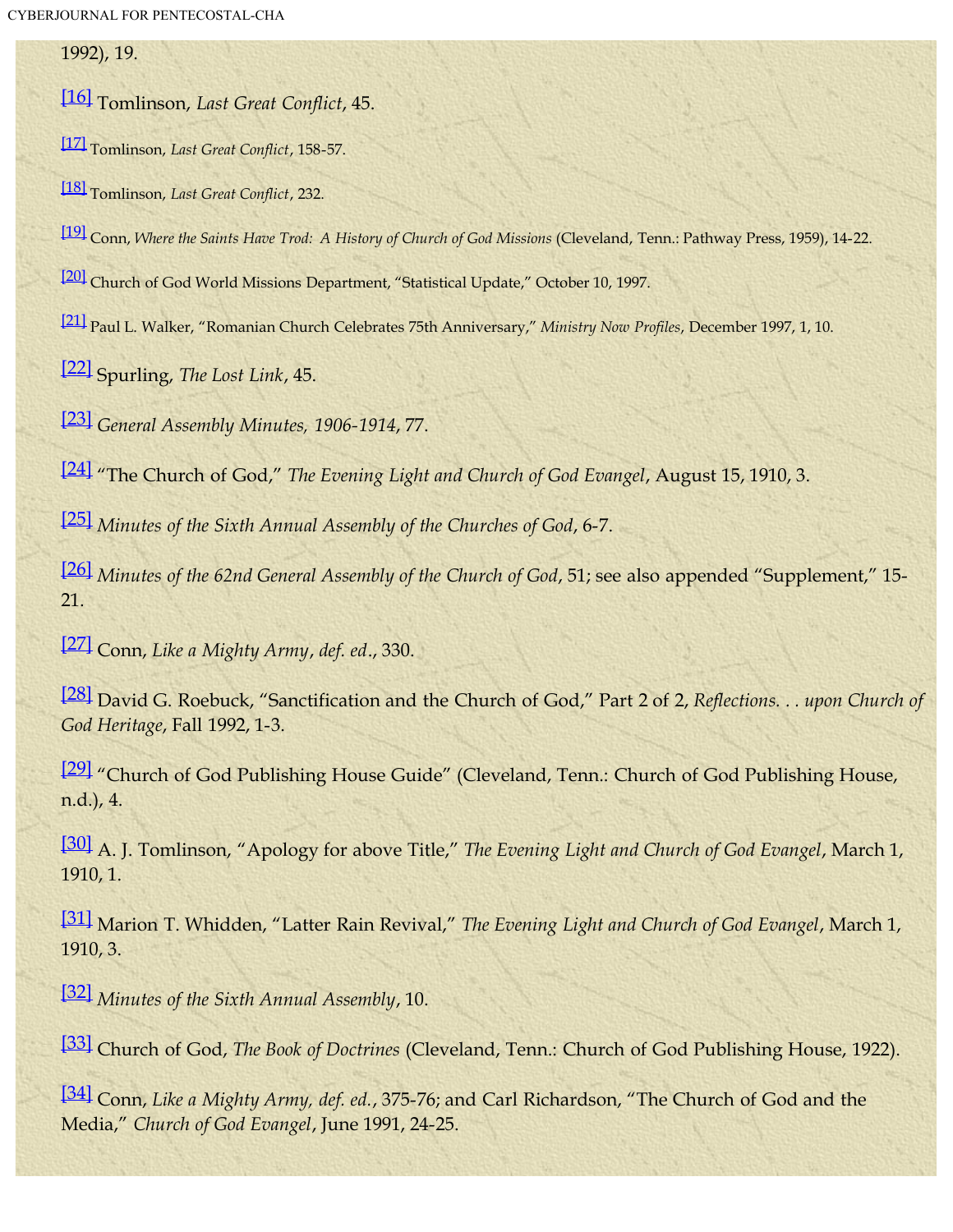1992), 19.

[16] Tomlinson, *Last Great Conflict*, 45.

[17] Tomlinson, *Last Great Conflict*, 158-57.

[18] Tomlinson, *Last Great Conflict*, 232.

[19] Conn, *Where the Saints Have Trod: A History of Church of God Missions* (Cleveland, Tenn.: Pathway Press, 1959), 14-22.

[20] Church of God World Missions Department, “Statistical Update,” October 10, 1997.

[21] Paul L. Walker, “Romanian Church Celebrates 75th Anniversary,” *Ministry Now Profiles*, December 1997, 1, 10.

[22] Spurling, *The Lost Link*, 45.

[23] *General Assembly Minutes, 1906-1914*, 77.

[24] “The Church of God,” *The Evening Light and Church of God Evangel*, August 15, 1910, 3.

[25] *Minutes of the Sixth Annual Assembly of the Churches of God*, 6-7.

[26] *Minutes of the 62nd General Assembly of the Church of God*, 51; see also appended “Supplement,” 15-21.

[27] Conn, *Like a Mighty Army*, *def. ed*., 330.

[28] David G. Roebuck, “Sanctification and the Church of God,” Part 2 of 2, *Reflections. . . upon Church of God Heritage*, Fall 1992, 1-3.

[29] “Church of God Publishing House Guide” (Cleveland, Tenn.: Church of God Publishing House, n.d.), 4.

[30] A. J. Tomlinson, “Apology for above Title,” *The Evening Light and Church of God Evangel*, March 1, 1910, 1.

[31] Marion T. Whidden, “Latter Rain Revival,” *The Evening Light and Church of God Evangel*, March 1, 1910, 3.

[32] *Minutes of the Sixth Annual Assembly*, 10.

[33] Church of God, *The Book of Doctrines* (Cleveland, Tenn.: Church of God Publishing House, 1922).

[34] Conn, *Like a Mighty Army, def. ed.*, 375-76; and Carl Richardson, “The Church of God and the Media,” *Church of God Evangel*, June 1991, 24-25.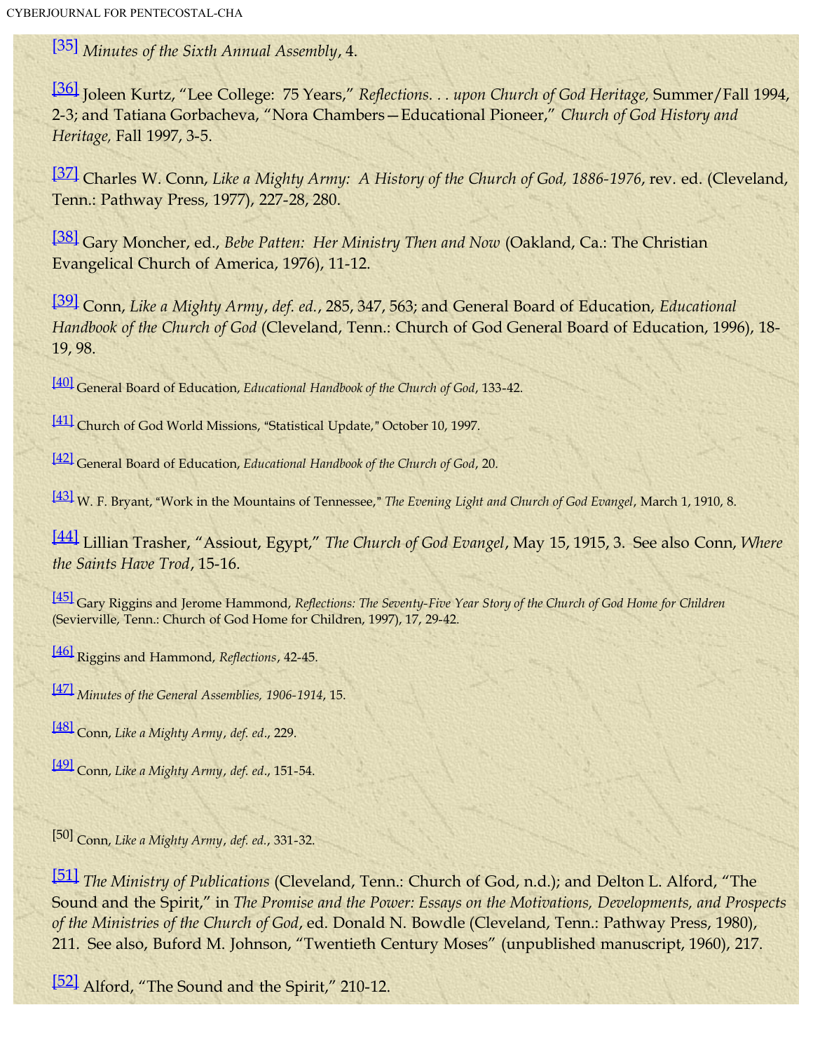[35] *Minutes of the Sixth Annual Assembly*, 4.

[36] Joleen Kurtz, "Lee College: 75 Years," *Reflections. . . upon Church of God Heritage,* Summer/Fall 1994, 2-3; and Tatiana Gorbacheva, "Nora Chambers—Educational Pioneer," *Church of God History and Heritage,* Fall 1997, 3-5.

[37] Charles W. Conn, *Like a Mighty Army: A History of the Church of God, 1886-1976*, rev. ed. (Cleveland, Tenn.: Pathway Press, 1977), 227-28, 280.

[38] Gary Moncher, ed., *Bebe Patten: Her Ministry Then and Now* (Oakland, Ca.: The Christian Evangelical Church of America, 1976), 11-12.

[39] Conn, *Like a Mighty Army*, *def. ed.*, 285, 347, 563; and General Board of Education, *Educational Handbook of the Church of God* (Cleveland, Tenn.: Church of God General Board of Education, 1996), 18-19, 98.

[40] General Board of Education, *Educational Handbook of the Church of God*, 133-42.

[41] Church of God World Missions, "Statistical Update," October 10, 1997.

[42] General Board of Education, *Educational Handbook of the Church of God*, 20.

[43] W. F. Bryant, "Work in the Mountains of Tennessee," *The Evening Light and Church of God Evangel*, March 1, 1910, 8.

[44] Lillian Trasher, "Assiout, Egypt," *The Church of God Evangel*, May 15, 1915, 3. See also Conn, *Where the Saints Have Trod*, 15-16.

[45] Gary Riggins and Jerome Hammond, *Reflections: The Seventy-Five Year Story of the Church of God Home for Children* (Sevierville, Tenn.: Church of God Home for Children, 1997), 17, 29-42.

[46] Riggins and Hammond, *Reflections*, 42-45.

[47] *Minutes of the General Assemblies, 1906-1914*, 15.

[48] Conn, *Like a Mighty Army*, *def. ed.*, 229.

[49] Conn, *Like a Mighty Army*, *def. ed.*, 151-54.

[50] Conn, *Like a Mighty Army*, *def. ed.*, 331-32.

[51] *The Ministry of Publications* (Cleveland, Tenn.: Church of God, n.d.); and Delton L. Alford, "The Sound and the Spirit," in *The Promise and the Power: Essays on the Motivations, Developments, and Prospects of the Ministries of the Church of God*, ed. Donald N. Bowdle (Cleveland, Tenn.: Pathway Press, 1980), 211. See also, Buford M. Johnson, "Twentieth Century Moses" (unpublished manuscript, 1960), 217.

[52] Alford, "The Sound and the Spirit," 210-12.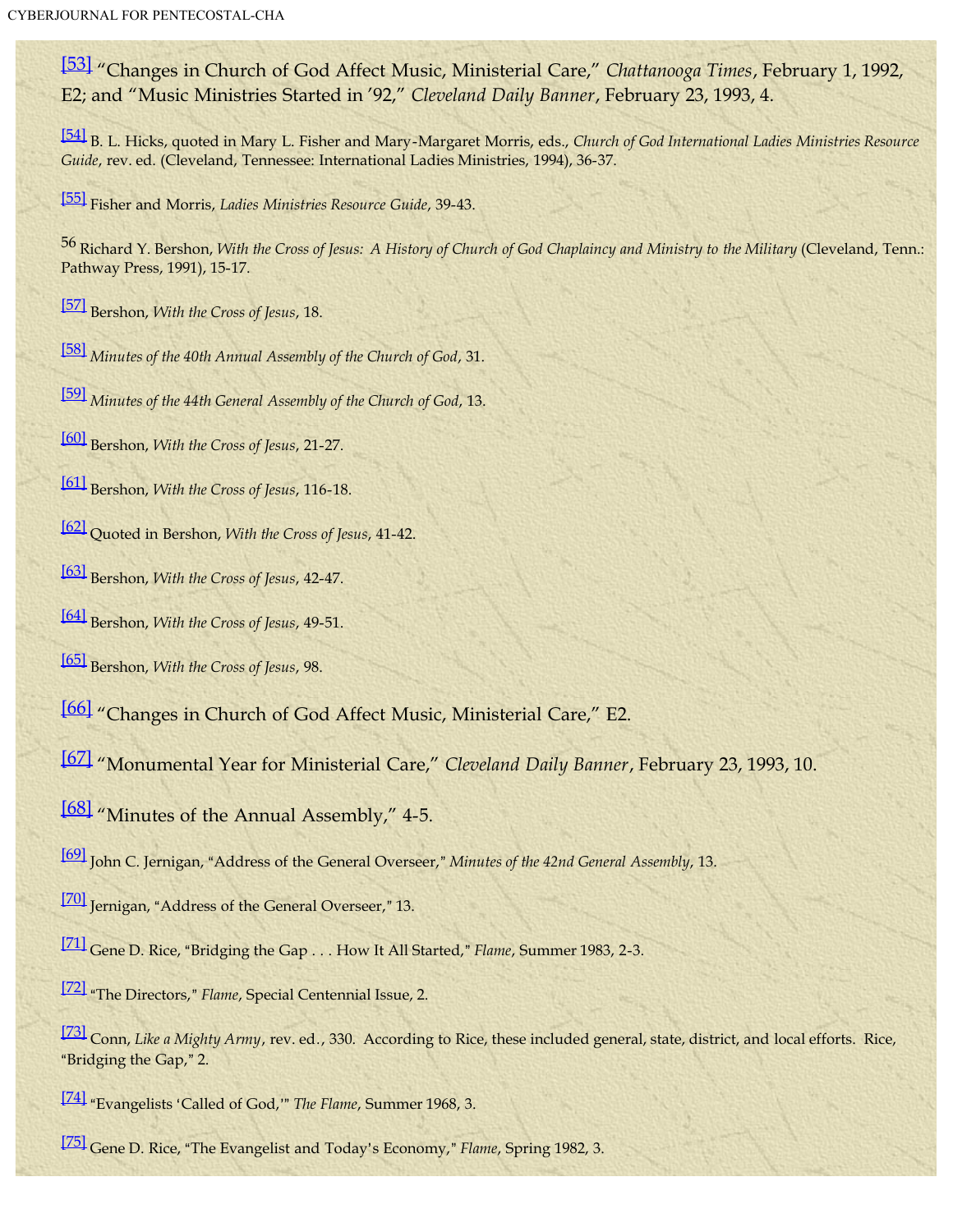[53] "Changes in Church of God Affect Music, Ministerial Care," *Chattanooga Times*, February 1, 1992, E2; and "Music Ministries Started in '92," *Cleveland Daily Banner*, February 23, 1993, 4.

[54] B. L. Hicks, quoted in Mary L. Fisher and Mary-Margaret Morris, eds., *Church of God International Ladies Ministries Resource Guide*, rev. ed. (Cleveland, Tennessee: International Ladies Ministries, 1994), 36-37.

[55] Fisher and Morris, *Ladies Ministries Resource Guide*, 39-43.

56 Richard Y. Bershon, *With the Cross of Jesus: A History of Church of God Chaplaincy and Ministry to the Military* (Cleveland, Tenn.: Pathway Press, 1991), 15-17.

[57] Bershon, *With the Cross of Jesus*, 18.

[58] *Minutes of the 40th Annual Assembly of the Church of God*, 31.

[59] *Minutes of the 44th General Assembly of the Church of God*, 13.

[60] Bershon, *With the Cross of Jesus*, 21-27.

[61] Bershon, *With the Cross of Jesus*, 116-18.

[62] Quoted in Bershon, *With the Cross of Jesus*, 41-42.

[63] Bershon, *With the Cross of Jesus*, 42-47.

[64] Bershon, *With the Cross of Jesus*, 49-51.

[65] Bershon, *With the Cross of Jesus*, 98.

[66] "Changes in Church of God Affect Music, Ministerial Care," E2.

[67] "Monumental Year for Ministerial Care," *Cleveland Daily Banner*, February 23, 1993, 10.

[68] "Minutes of the Annual Assembly," 4-5.

[69] John C. Jernigan, "Address of the General Overseer," *Minutes of the 42nd General Assembly*, 13.

[70] Jernigan, "Address of the General Overseer," 13.

[71] Gene D. Rice, "Bridging the Gap . . . How It All Started," *Flame*, Summer 1983, 2-3.

[72] "The Directors," *Flame*, Special Centennial Issue, 2.

[73] Conn, *Like a Mighty Army*, rev. ed., 330. According to Rice, these included general, state, district, and local efforts. Rice, "Bridging the Gap," 2.

[74] "Evangelists 'Called of God,'" *The Flame*, Summer 1968, 3.

[75] Gene D. Rice, "The Evangelist and Today's Economy," *Flame*, Spring 1982, 3.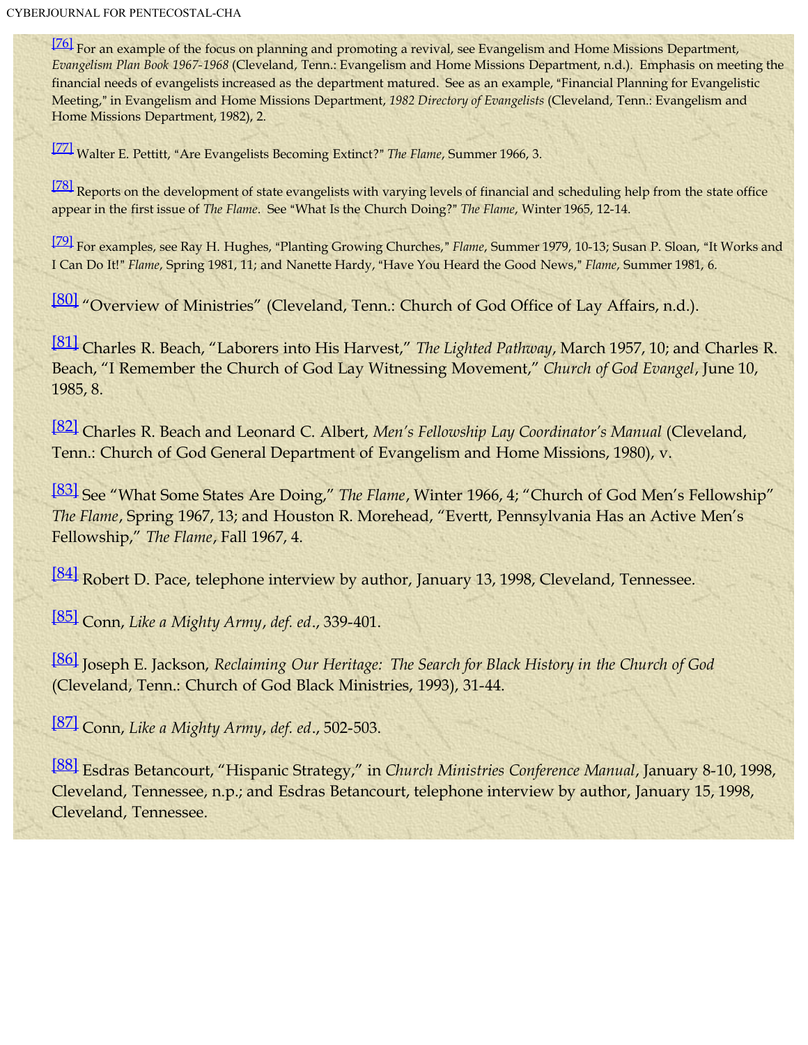[76] For an example of the focus on planning and promoting a revival, see Evangelism and Home Missions Department, *Evangelism Plan Book 1967-1968* (Cleveland, Tenn.: Evangelism and Home Missions Department, n.d.). Emphasis on meeting the financial needs of evangelists increased as the department matured. See as an example, "Financial Planning for Evangelistic Meeting," in Evangelism and Home Missions Department, *1982 Directory of Evangelists* (Cleveland, Tenn.: Evangelism and Home Missions Department, 1982), 2.

[77] Walter E. Pettitt, "Are Evangelists Becoming Extinct?" *The Flame*, Summer 1966, 3.

[78] Reports on the development of state evangelists with varying levels of financial and scheduling help from the state office appear in the first issue of *The Flame*. See "What Is the Church Doing?" *The Flame*, Winter 1965, 12-14.

[79] For examples, see Ray H. Hughes, "Planting Growing Churches," *Flame*, Summer 1979, 10-13; Susan P. Sloan, "It Works and I Can Do It!" *Flame*, Spring 1981, 11; and Nanette Hardy, "Have You Heard the Good News," *Flame*, Summer 1981, 6.

[80] "Overview of Ministries" (Cleveland, Tenn.: Church of God Office of Lay Affairs, n.d.).

[81] Charles R. Beach, "Laborers into His Harvest," *The Lighted Pathway*, March 1957, 10; and Charles R. Beach, "I Remember the Church of God Lay Witnessing Movement," *Church of God Evangel*, June 10, 1985, 8.

[82] Charles R. Beach and Leonard C. Albert, *Men's Fellowship Lay Coordinator's Manual* (Cleveland, Tenn.: Church of God General Department of Evangelism and Home Missions, 1980), v.

[83] See "What Some States Are Doing," *The Flame*, Winter 1966, 4; "Church of God Men's Fellowship" *The Flame*, Spring 1967, 13; and Houston R. Morehead, "Evertt, Pennsylvania Has an Active Men's Fellowship," *The Flame*, Fall 1967, 4.

[84] Robert D. Pace, telephone interview by author, January 13, 1998, Cleveland, Tennessee.

[85] Conn, *Like a Mighty Army*, *def. ed*., 339-401.

[86] Joseph E. Jackson, *Reclaiming Our Heritage: The Search for Black History in the Church of God* (Cleveland, Tenn.: Church of God Black Ministries, 1993), 31-44.

[87] Conn, *Like a Mighty Army*, *def. ed*., 502-503.

[88] Esdras Betancourt, "Hispanic Strategy," in *Church Ministries Conference Manual*, January 8-10, 1998, Cleveland, Tennessee, n.p.; and Esdras Betancourt, telephone interview by author, January 15, 1998, Cleveland, Tennessee.